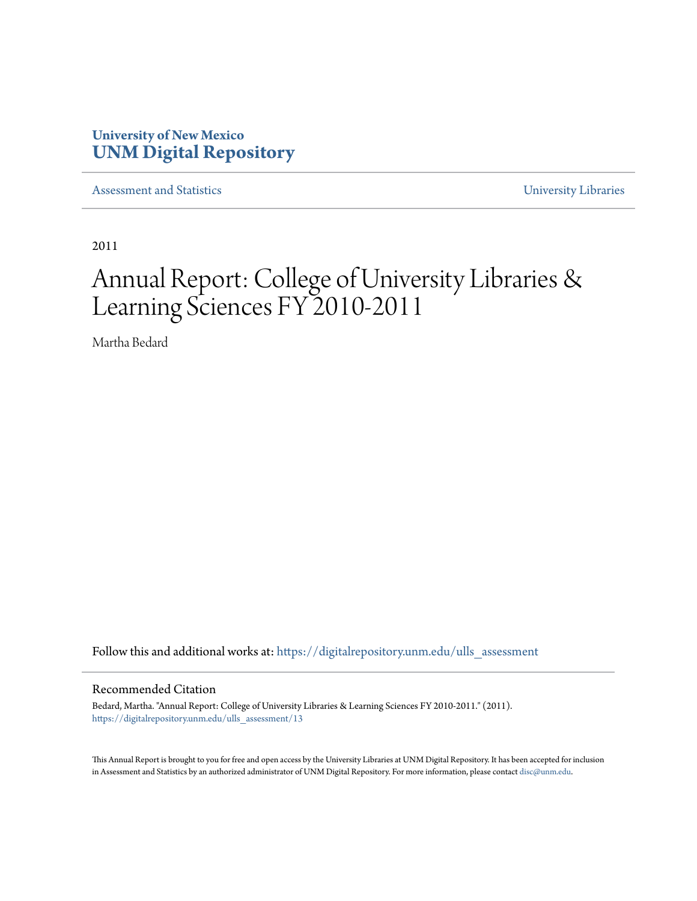University of New Mexico
**UNM Digital Repository**

Assessment and Statistics

University Libraries

2011

# Annual Report: College of University Libraries & Learning Sciences FY 2010-2011

Martha Bedard

Follow this and additional works at: https://digitalrepository.unm.edu/ulls_assessment

## Recommended Citation

Bedard, Martha. "Annual Report: College of University Libraries & Learning Sciences FY 2010-2011." (2011). https://digitalrepository.unm.edu/ulls_assessment/13

This Annual Report is brought to you for free and open access by the University Libraries at UNM Digital Repository. It has been accepted for inclusion in Assessment and Statistics by an authorized administrator of UNM Digital Repository. For more information, please contact disc@unm.edu.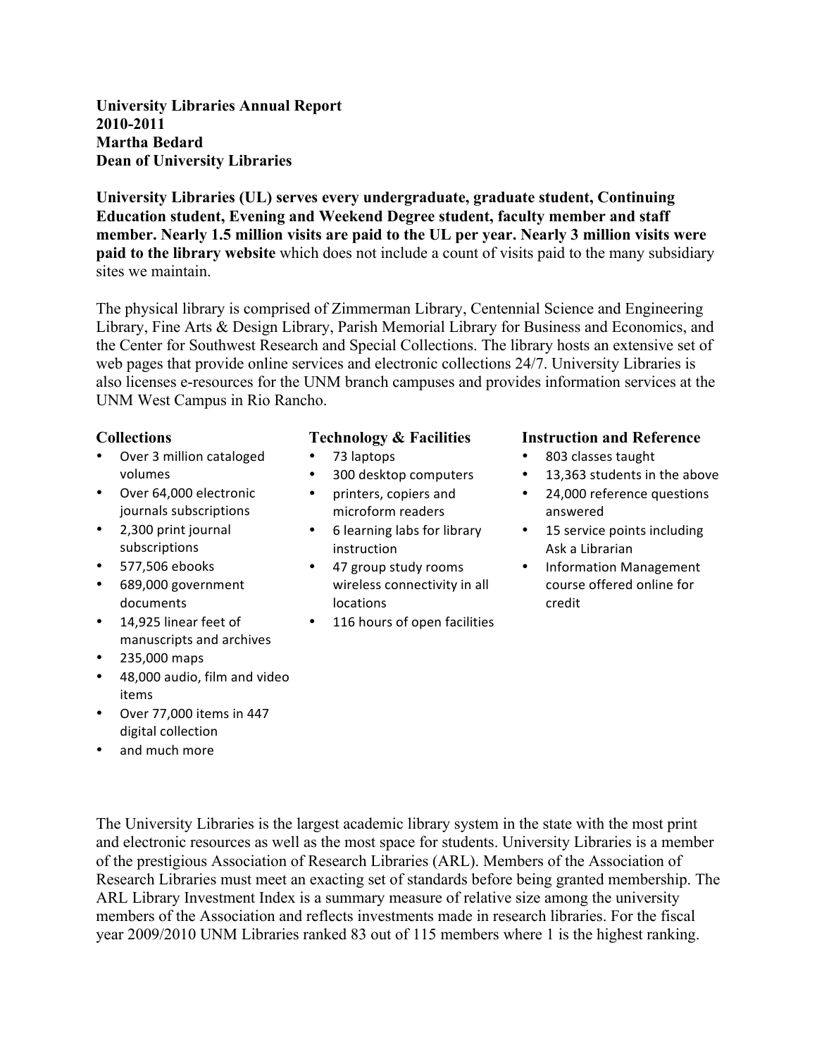**University Libraries Annual Report**
**2010-2011**
**Martha Bedard**
**Dean of University Libraries**

**University Libraries (UL) serves every undergraduate, graduate student, Continuing Education student, Evening and Weekend Degree student, faculty member and staff member. Nearly 1.5 million visits are paid to the UL per year. Nearly 3 million visits were paid to the library website** which does not include a count of visits paid to the many subsidiary sites we maintain.

The physical library is comprised of Zimmerman Library, Centennial Science and Engineering Library, Fine Arts & Design Library, Parish Memorial Library for Business and Economics, and the Center for Southwest Research and Special Collections. The library hosts an extensive set of web pages that provide online services and electronic collections 24/7. University Libraries is also licenses e-resources for the UNM branch campuses and provides information services at the UNM West Campus in Rio Rancho.

**Collections**

- Over 3 million cataloged volumes
- Over 64,000 electronic journals subscriptions
- 2,300 print journal subscriptions
- 577,506 ebooks
- 689,000 government documents
- 14,925 linear feet of manuscripts and archives
- 235,000 maps
- 48,000 audio, film and video items
- Over 77,000 items in 447 digital collection
- and much more

**Technology & Facilities**

- 73 laptops
- 300 desktop computers
- printers, copiers and microform readers
- 6 learning labs for library instruction
- 47 group study rooms wireless connectivity in all locations
- 116 hours of open facilities

**Instruction and Reference**

- 803 classes taught
- 13,363 students in the above
- 24,000 reference questions answered
- 15 service points including Ask a Librarian
- Information Management course offered online for credit

The University Libraries is the largest academic library system in the state with the most print and electronic resources as well as the most space for students. University Libraries is a member of the prestigious Association of Research Libraries (ARL). Members of the Association of Research Libraries must meet an exacting set of standards before being granted membership. The ARL Library Investment Index is a summary measure of relative size among the university members of the Association and reflects investments made in research libraries. For the fiscal year 2009/2010 UNM Libraries ranked 83 out of 115 members where 1 is the highest ranking.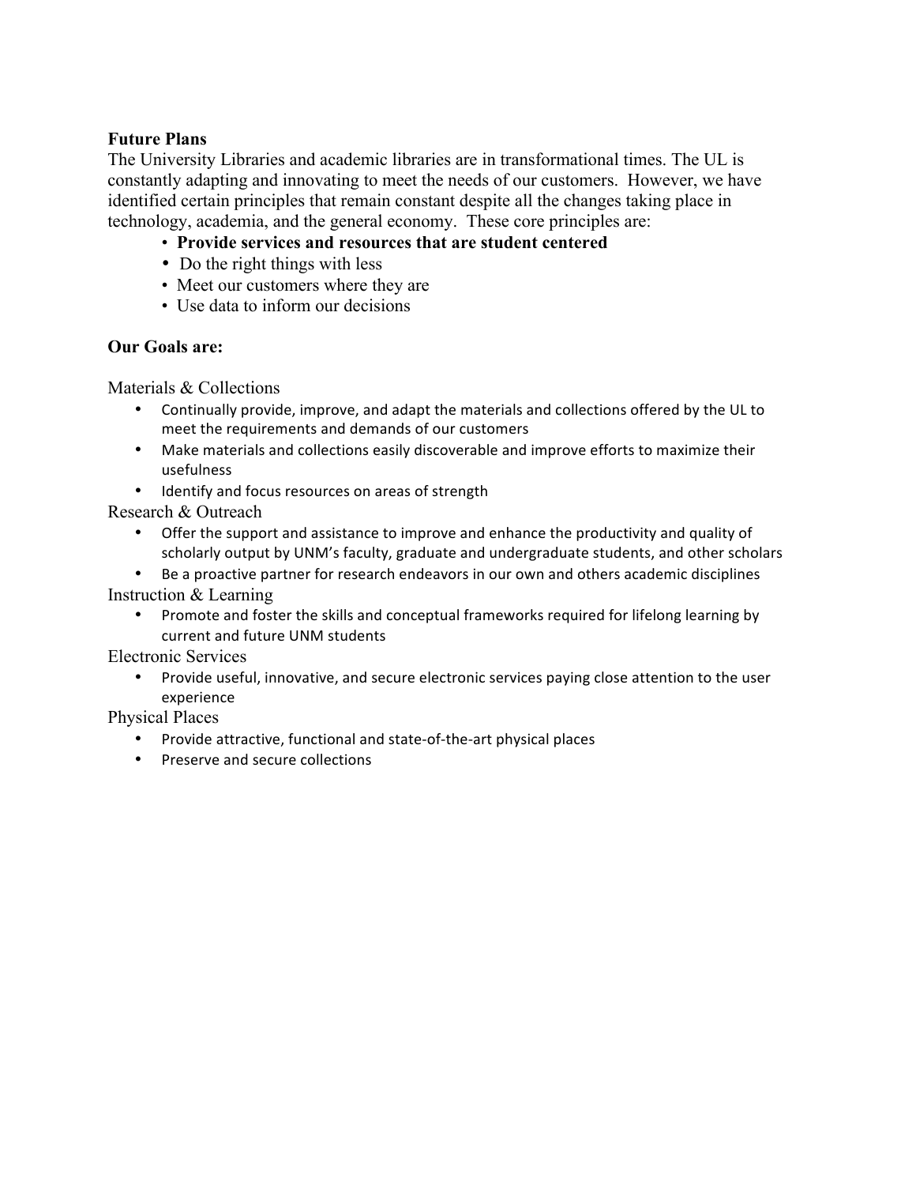## Future Plans

The University Libraries and academic libraries are in transformational times. The UL is constantly adapting and innovating to meet the needs of our customers. However, we have identified certain principles that remain constant despite all the changes taking place in technology, academia, and the general economy. These core principles are:

- **Provide services and resources that are student centered**
- Do the right things with less
- Meet our customers where they are
- Use data to inform our decisions

**Our Goals are:**

Materials & Collections

- Continually provide, improve, and adapt the materials and collections offered by the UL to meet the requirements and demands of our customers
- Make materials and collections easily discoverable and improve efforts to maximize their usefulness
- Identify and focus resources on areas of strength

Research & Outreach

- Offer the support and assistance to improve and enhance the productivity and quality of scholarly output by UNM's faculty, graduate and undergraduate students, and other scholars
- Be a proactive partner for research endeavors in our own and others academic disciplines

Instruction & Learning

- Promote and foster the skills and conceptual frameworks required for lifelong learning by current and future UNM students

Electronic Services

- Provide useful, innovative, and secure electronic services paying close attention to the user experience

Physical Places

- Provide attractive, functional and state-of-the-art physical places
- Preserve and secure collections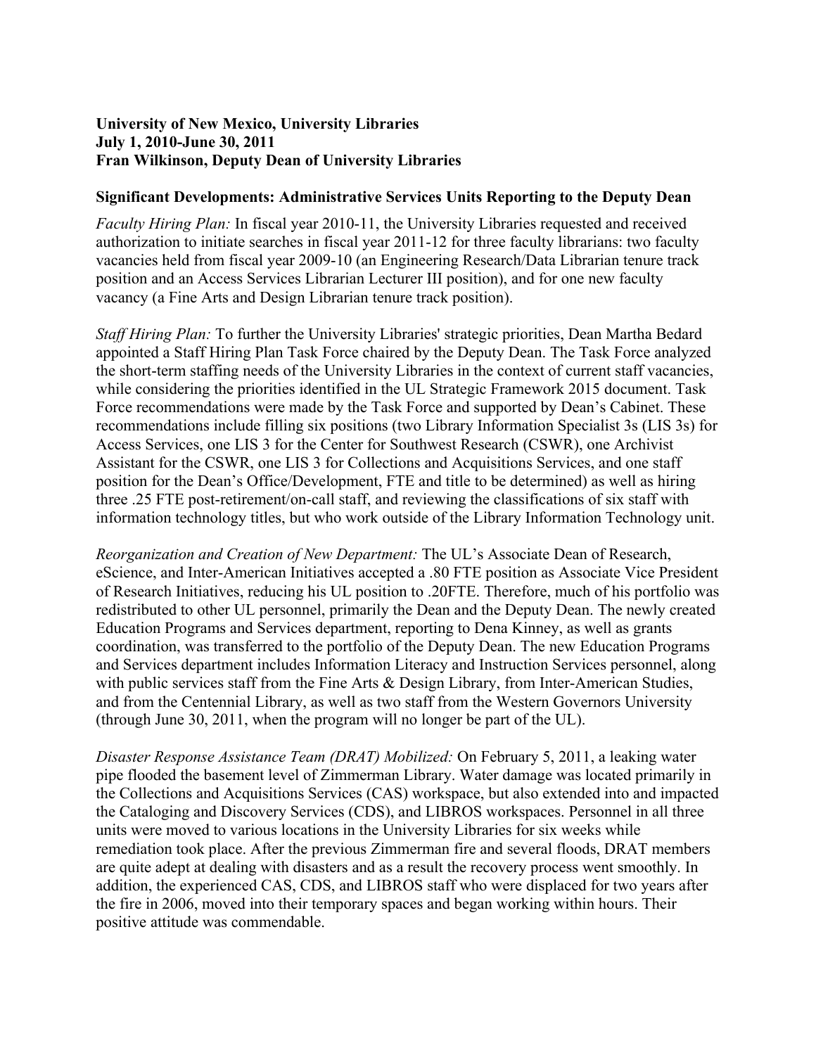**University of New Mexico, University Libraries**
**July 1, 2010-June 30, 2011**
**Fran Wilkinson, Deputy Dean of University Libraries**

## Significant Developments: Administrative Services Units Reporting to the Deputy Dean

*Faculty Hiring Plan:* In fiscal year 2010-11, the University Libraries requested and received authorization to initiate searches in fiscal year 2011-12 for three faculty librarians: two faculty vacancies held from fiscal year 2009-10 (an Engineering Research/Data Librarian tenure track position and an Access Services Librarian Lecturer III position), and for one new faculty vacancy (a Fine Arts and Design Librarian tenure track position).

*Staff Hiring Plan:* To further the University Libraries' strategic priorities, Dean Martha Bedard appointed a Staff Hiring Plan Task Force chaired by the Deputy Dean. The Task Force analyzed the short-term staffing needs of the University Libraries in the context of current staff vacancies, while considering the priorities identified in the UL Strategic Framework 2015 document. Task Force recommendations were made by the Task Force and supported by Dean's Cabinet. These recommendations include filling six positions (two Library Information Specialist 3s (LIS 3s) for Access Services, one LIS 3 for the Center for Southwest Research (CSWR), one Archivist Assistant for the CSWR, one LIS 3 for Collections and Acquisitions Services, and one staff position for the Dean's Office/Development, FTE and title to be determined) as well as hiring three .25 FTE post-retirement/on-call staff, and reviewing the classifications of six staff with information technology titles, but who work outside of the Library Information Technology unit.

*Reorganization and Creation of New Department:* The UL's Associate Dean of Research, eScience, and Inter-American Initiatives accepted a .80 FTE position as Associate Vice President of Research Initiatives, reducing his UL position to .20FTE. Therefore, much of his portfolio was redistributed to other UL personnel, primarily the Dean and the Deputy Dean. The newly created Education Programs and Services department, reporting to Dena Kinney, as well as grants coordination, was transferred to the portfolio of the Deputy Dean. The new Education Programs and Services department includes Information Literacy and Instruction Services personnel, along with public services staff from the Fine Arts & Design Library, from Inter-American Studies, and from the Centennial Library, as well as two staff from the Western Governors University (through June 30, 2011, when the program will no longer be part of the UL).

*Disaster Response Assistance Team (DRAT) Mobilized:* On February 5, 2011, a leaking water pipe flooded the basement level of Zimmerman Library. Water damage was located primarily in the Collections and Acquisitions Services (CAS) workspace, but also extended into and impacted the Cataloging and Discovery Services (CDS), and LIBROS workspaces. Personnel in all three units were moved to various locations in the University Libraries for six weeks while remediation took place. After the previous Zimmerman fire and several floods, DRAT members are quite adept at dealing with disasters and as a result the recovery process went smoothly. In addition, the experienced CAS, CDS, and LIBROS staff who were displaced for two years after the fire in 2006, moved into their temporary spaces and began working within hours. Their positive attitude was commendable.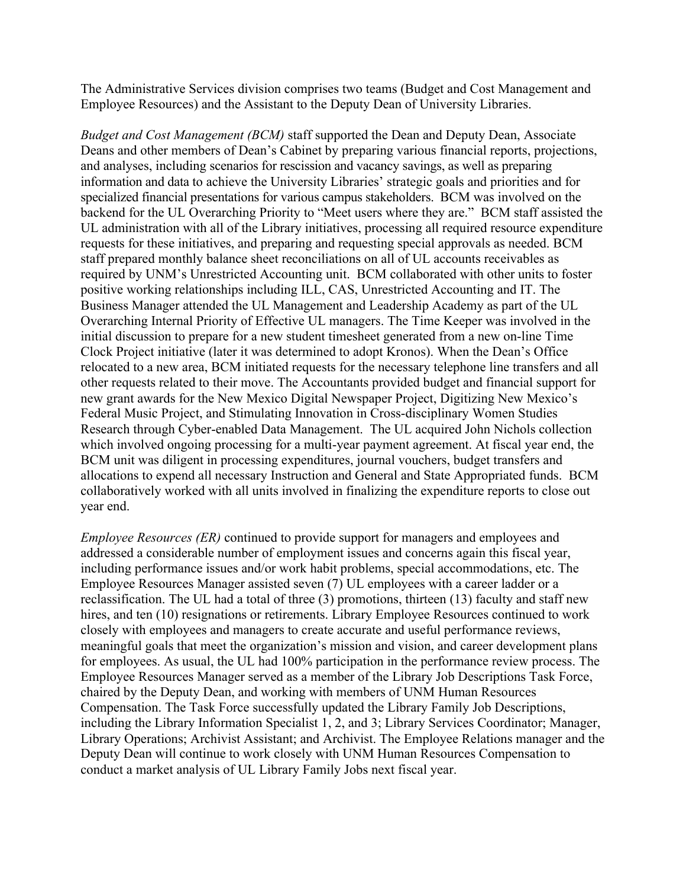The Administrative Services division comprises two teams (Budget and Cost Management and Employee Resources) and the Assistant to the Deputy Dean of University Libraries.

*Budget and Cost Management (BCM)* staff supported the Dean and Deputy Dean, Associate Deans and other members of Dean's Cabinet by preparing various financial reports, projections, and analyses, including scenarios for rescission and vacancy savings, as well as preparing information and data to achieve the University Libraries' strategic goals and priorities and for specialized financial presentations for various campus stakeholders. BCM was involved on the backend for the UL Overarching Priority to "Meet users where they are." BCM staff assisted the UL administration with all of the Library initiatives, processing all required resource expenditure requests for these initiatives, and preparing and requesting special approvals as needed. BCM staff prepared monthly balance sheet reconciliations on all of UL accounts receivables as required by UNM's Unrestricted Accounting unit. BCM collaborated with other units to foster positive working relationships including ILL, CAS, Unrestricted Accounting and IT. The Business Manager attended the UL Management and Leadership Academy as part of the UL Overarching Internal Priority of Effective UL managers. The Time Keeper was involved in the initial discussion to prepare for a new student timesheet generated from a new on-line Time Clock Project initiative (later it was determined to adopt Kronos). When the Dean's Office relocated to a new area, BCM initiated requests for the necessary telephone line transfers and all other requests related to their move. The Accountants provided budget and financial support for new grant awards for the New Mexico Digital Newspaper Project, Digitizing New Mexico's Federal Music Project, and Stimulating Innovation in Cross-disciplinary Women Studies Research through Cyber-enabled Data Management. The UL acquired John Nichols collection which involved ongoing processing for a multi-year payment agreement. At fiscal year end, the BCM unit was diligent in processing expenditures, journal vouchers, budget transfers and allocations to expend all necessary Instruction and General and State Appropriated funds. BCM collaboratively worked with all units involved in finalizing the expenditure reports to close out year end.

*Employee Resources (ER)* continued to provide support for managers and employees and addressed a considerable number of employment issues and concerns again this fiscal year, including performance issues and/or work habit problems, special accommodations, etc. The Employee Resources Manager assisted seven (7) UL employees with a career ladder or a reclassification. The UL had a total of three (3) promotions, thirteen (13) faculty and staff new hires, and ten (10) resignations or retirements. Library Employee Resources continued to work closely with employees and managers to create accurate and useful performance reviews, meaningful goals that meet the organization's mission and vision, and career development plans for employees. As usual, the UL had 100% participation in the performance review process. The Employee Resources Manager served as a member of the Library Job Descriptions Task Force, chaired by the Deputy Dean, and working with members of UNM Human Resources Compensation. The Task Force successfully updated the Library Family Job Descriptions, including the Library Information Specialist 1, 2, and 3; Library Services Coordinator; Manager, Library Operations; Archivist Assistant; and Archivist. The Employee Relations manager and the Deputy Dean will continue to work closely with UNM Human Resources Compensation to conduct a market analysis of UL Library Family Jobs next fiscal year.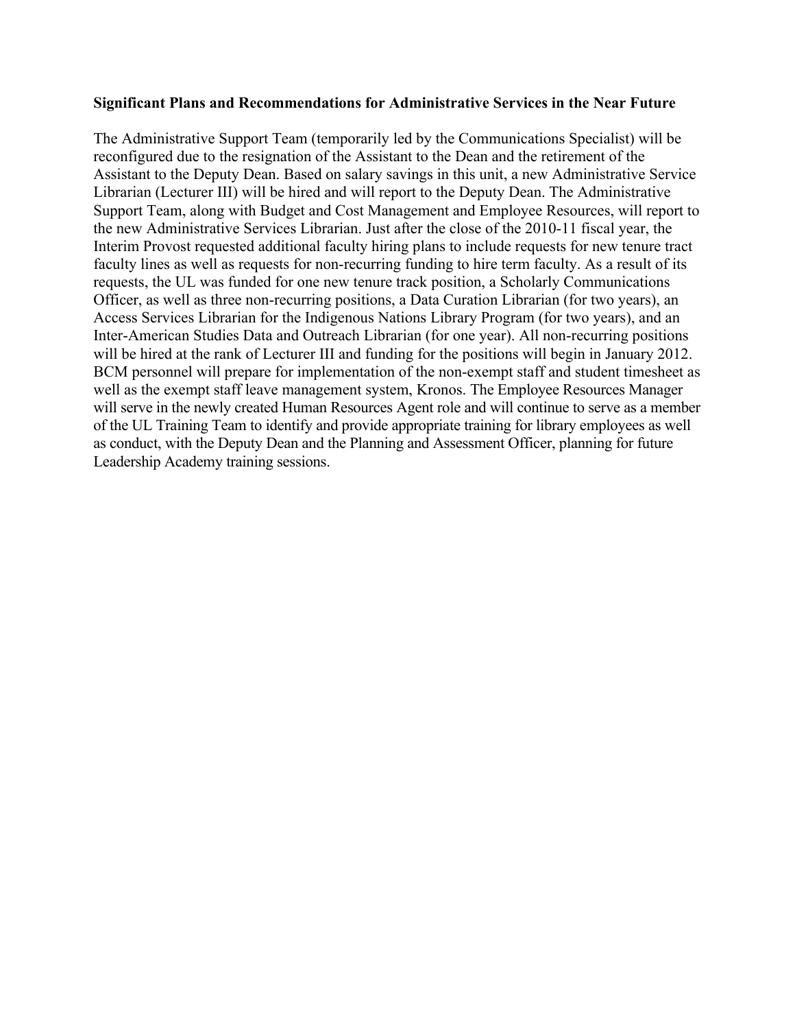**Significant Plans and Recommendations for Administrative Services in the Near Future**

The Administrative Support Team (temporarily led by the Communications Specialist) will be reconfigured due to the resignation of the Assistant to the Dean and the retirement of the Assistant to the Deputy Dean. Based on salary savings in this unit, a new Administrative Service Librarian (Lecturer III) will be hired and will report to the Deputy Dean. The Administrative Support Team, along with Budget and Cost Management and Employee Resources, will report to the new Administrative Services Librarian. Just after the close of the 2010-11 fiscal year, the Interim Provost requested additional faculty hiring plans to include requests for new tenure tract faculty lines as well as requests for non-recurring funding to hire term faculty. As a result of its requests, the UL was funded for one new tenure track position, a Scholarly Communications Officer, as well as three non-recurring positions, a Data Curation Librarian (for two years), an Access Services Librarian for the Indigenous Nations Library Program (for two years), and an Inter-American Studies Data and Outreach Librarian (for one year). All non-recurring positions will be hired at the rank of Lecturer III and funding for the positions will begin in January 2012. BCM personnel will prepare for implementation of the non-exempt staff and student timesheet as well as the exempt staff leave management system, Kronos. The Employee Resources Manager will serve in the newly created Human Resources Agent role and will continue to serve as a member of the UL Training Team to identify and provide appropriate training for library employees as well as conduct, with the Deputy Dean and the Planning and Assessment Officer, planning for future Leadership Academy training sessions.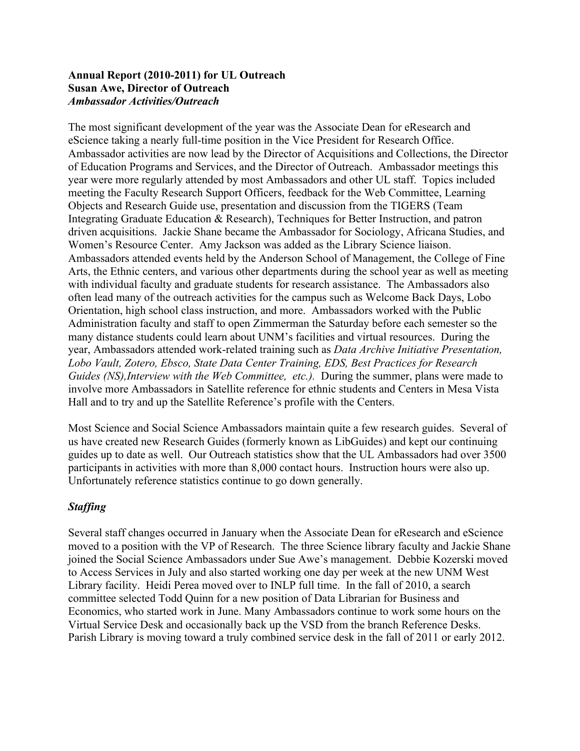**Annual Report (2010-2011) for UL Outreach**
**Susan Awe, Director of Outreach**
***Ambassador Activities/Outreach***

The most significant development of the year was the Associate Dean for eResearch and eScience taking a nearly full-time position in the Vice President for Research Office. Ambassador activities are now lead by the Director of Acquisitions and Collections, the Director of Education Programs and Services, and the Director of Outreach. Ambassador meetings this year were more regularly attended by most Ambassadors and other UL staff. Topics included meeting the Faculty Research Support Officers, feedback for the Web Committee, Learning Objects and Research Guide use, presentation and discussion from the TIGERS (Team Integrating Graduate Education & Research), Techniques for Better Instruction, and patron driven acquisitions. Jackie Shane became the Ambassador for Sociology, Africana Studies, and Women's Resource Center. Amy Jackson was added as the Library Science liaison. Ambassadors attended events held by the Anderson School of Management, the College of Fine Arts, the Ethnic centers, and various other departments during the school year as well as meeting with individual faculty and graduate students for research assistance. The Ambassadors also often lead many of the outreach activities for the campus such as Welcome Back Days, Lobo Orientation, high school class instruction, and more. Ambassadors worked with the Public Administration faculty and staff to open Zimmerman the Saturday before each semester so the many distance students could learn about UNM's facilities and virtual resources. During the year, Ambassadors attended work-related training such as *Data Archive Initiative Presentation, Lobo Vault, Zotero, Ebsco, State Data Center Training, EDS, Best Practices for Research Guides (NS),Interview with the Web Committee, etc.).* During the summer, plans were made to involve more Ambassadors in Satellite reference for ethnic students and Centers in Mesa Vista Hall and to try and up the Satellite Reference's profile with the Centers.

Most Science and Social Science Ambassadors maintain quite a few research guides. Several of us have created new Research Guides (formerly known as LibGuides) and kept our continuing guides up to date as well. Our Outreach statistics show that the UL Ambassadors had over 3500 participants in activities with more than 8,000 contact hours. Instruction hours were also up. Unfortunately reference statistics continue to go down generally.

***Staffing***

Several staff changes occurred in January when the Associate Dean for eResearch and eScience moved to a position with the VP of Research. The three Science library faculty and Jackie Shane joined the Social Science Ambassadors under Sue Awe's management. Debbie Kozerski moved to Access Services in July and also started working one day per week at the new UNM West Library facility. Heidi Perea moved over to INLP full time. In the fall of 2010, a search committee selected Todd Quinn for a new position of Data Librarian for Business and Economics, who started work in June. Many Ambassadors continue to work some hours on the Virtual Service Desk and occasionally back up the VSD from the branch Reference Desks. Parish Library is moving toward a truly combined service desk in the fall of 2011 or early 2012.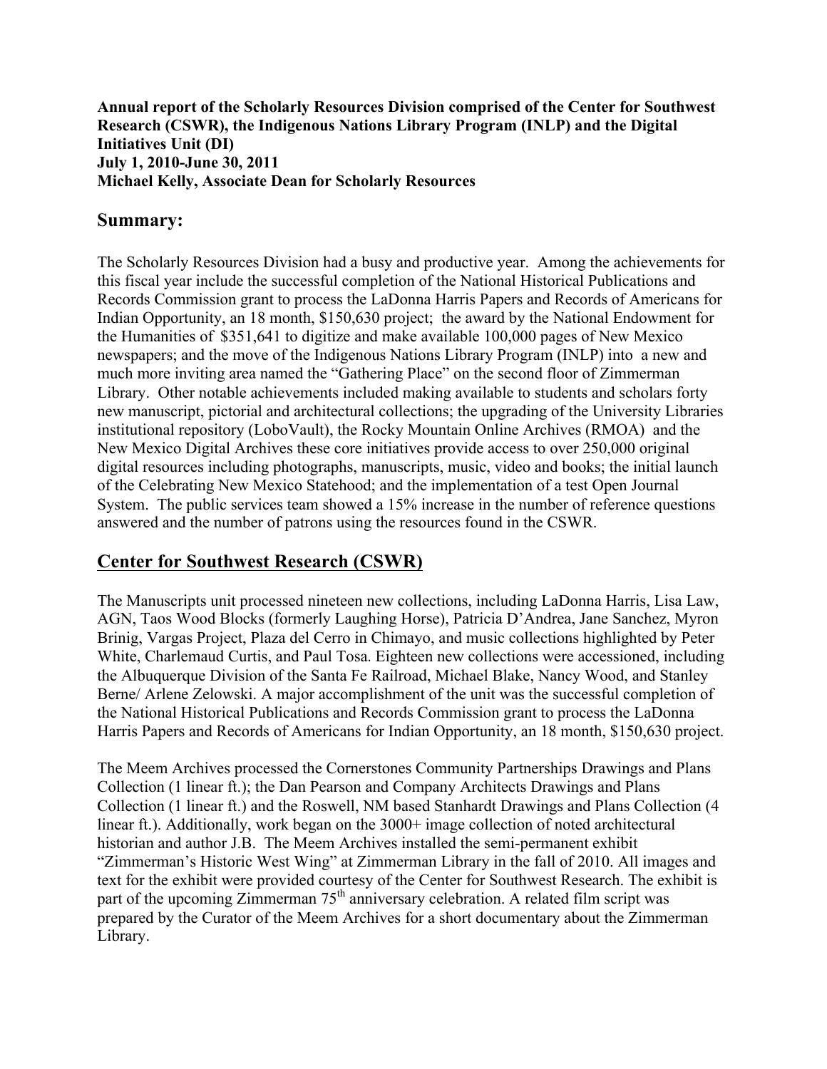**Annual report of the Scholarly Resources Division comprised of the Center for Southwest Research (CSWR), the Indigenous Nations Library Program (INLP) and the Digital Initiatives Unit (DI)**
**July 1, 2010-June 30, 2011**
**Michael Kelly, Associate Dean for Scholarly Resources**

## Summary:

The Scholarly Resources Division had a busy and productive year. Among the achievements for this fiscal year include the successful completion of the National Historical Publications and Records Commission grant to process the LaDonna Harris Papers and Records of Americans for Indian Opportunity, an 18 month, $150,630 project; the award by the National Endowment for the Humanities of $351,641 to digitize and make available 100,000 pages of New Mexico newspapers; and the move of the Indigenous Nations Library Program (INLP) into a new and much more inviting area named the "Gathering Place" on the second floor of Zimmerman Library. Other notable achievements included making available to students and scholars forty new manuscript, pictorial and architectural collections; the upgrading of the University Libraries institutional repository (LoboVault), the Rocky Mountain Online Archives (RMOA) and the New Mexico Digital Archives these core initiatives provide access to over 250,000 original digital resources including photographs, manuscripts, music, video and books; the initial launch of the Celebrating New Mexico Statehood; and the implementation of a test Open Journal System. The public services team showed a 15% increase in the number of reference questions answered and the number of patrons using the resources found in the CSWR.

## Center for Southwest Research (CSWR)

The Manuscripts unit processed nineteen new collections, including LaDonna Harris, Lisa Law, AGN, Taos Wood Blocks (formerly Laughing Horse), Patricia D'Andrea, Jane Sanchez, Myron Brinig, Vargas Project, Plaza del Cerro in Chimayo, and music collections highlighted by Peter White, Charlemaud Curtis, and Paul Tosa. Eighteen new collections were accessioned, including the Albuquerque Division of the Santa Fe Railroad, Michael Blake, Nancy Wood, and Stanley Berne/ Arlene Zelowski. A major accomplishment of the unit was the successful completion of the National Historical Publications and Records Commission grant to process the LaDonna Harris Papers and Records of Americans for Indian Opportunity, an 18 month, $150,630 project.

The Meem Archives processed the Cornerstones Community Partnerships Drawings and Plans Collection (1 linear ft.); the Dan Pearson and Company Architects Drawings and Plans Collection (1 linear ft.) and the Roswell, NM based Stanhardt Drawings and Plans Collection (4 linear ft.). Additionally, work began on the 3000+ image collection of noted architectural historian and author J.B. The Meem Archives installed the semi-permanent exhibit "Zimmerman's Historic West Wing" at Zimmerman Library in the fall of 2010. All images and text for the exhibit were provided courtesy of the Center for Southwest Research. The exhibit is part of the upcoming Zimmerman 75th anniversary celebration. A related film script was prepared by the Curator of the Meem Archives for a short documentary about the Zimmerman Library.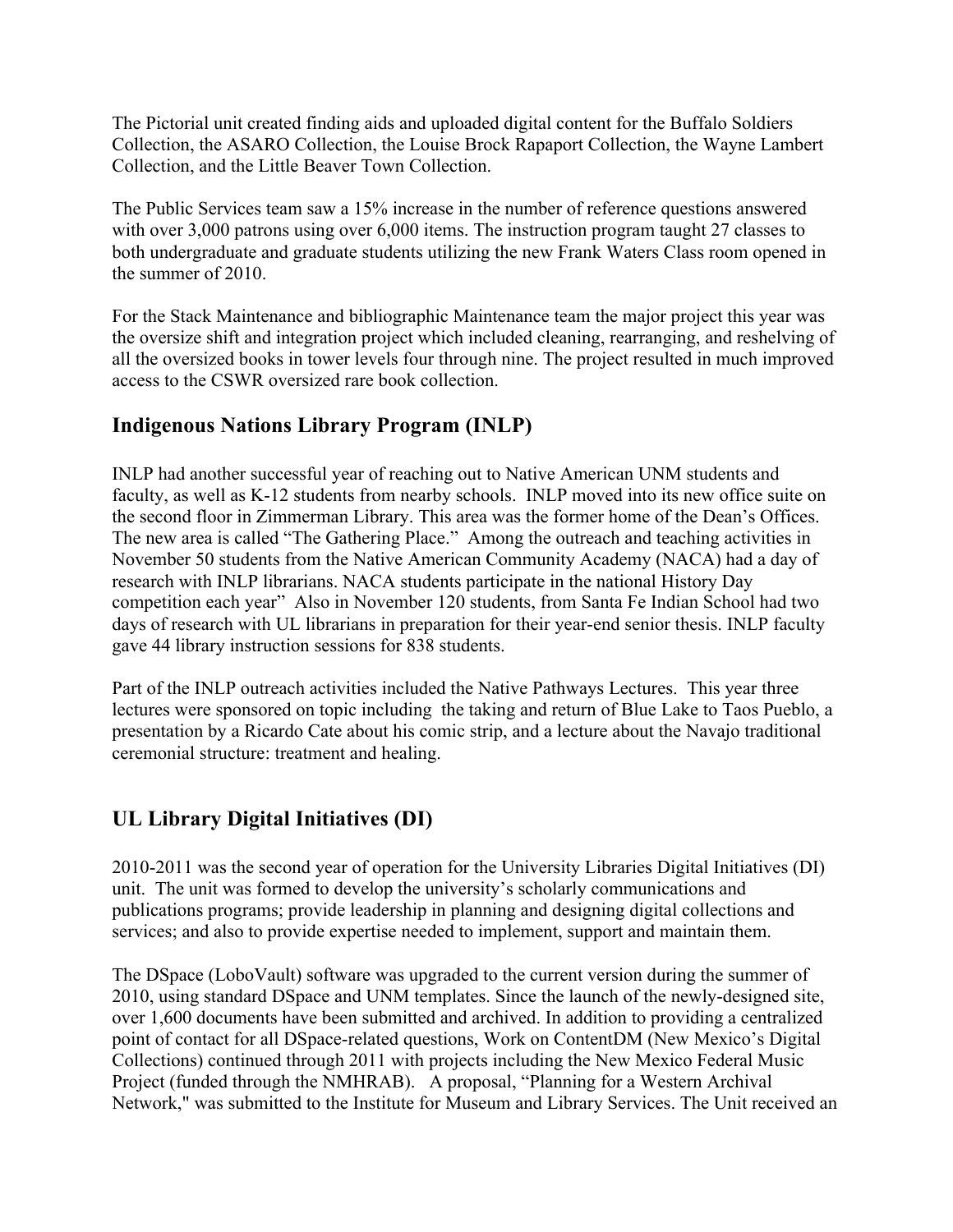The Pictorial unit created finding aids and uploaded digital content for the Buffalo Soldiers Collection, the ASARO Collection, the Louise Brock Rapaport Collection, the Wayne Lambert Collection, and the Little Beaver Town Collection.

The Public Services team saw a 15% increase in the number of reference questions answered with over 3,000 patrons using over 6,000 items. The instruction program taught 27 classes to both undergraduate and graduate students utilizing the new Frank Waters Class room opened in the summer of 2010.

For the Stack Maintenance and bibliographic Maintenance team the major project this year was the oversize shift and integration project which included cleaning, rearranging, and reshelving of all the oversized books in tower levels four through nine. The project resulted in much improved access to the CSWR oversized rare book collection.

## Indigenous Nations Library Program (INLP)

INLP had another successful year of reaching out to Native American UNM students and faculty, as well as K-12 students from nearby schools. INLP moved into its new office suite on the second floor in Zimmerman Library. This area was the former home of the Dean's Offices. The new area is called "The Gathering Place." Among the outreach and teaching activities in November 50 students from the Native American Community Academy (NACA) had a day of research with INLP librarians. NACA students participate in the national History Day competition each year" Also in November 120 students, from Santa Fe Indian School had two days of research with UL librarians in preparation for their year-end senior thesis. INLP faculty gave 44 library instruction sessions for 838 students.

Part of the INLP outreach activities included the Native Pathways Lectures. This year three lectures were sponsored on topic including the taking and return of Blue Lake to Taos Pueblo, a presentation by a Ricardo Cate about his comic strip, and a lecture about the Navajo traditional ceremonial structure: treatment and healing.

## UL Library Digital Initiatives (DI)

2010-2011 was the second year of operation for the University Libraries Digital Initiatives (DI) unit. The unit was formed to develop the university's scholarly communications and publications programs; provide leadership in planning and designing digital collections and services; and also to provide expertise needed to implement, support and maintain them.

The DSpace (LoboVault) software was upgraded to the current version during the summer of 2010, using standard DSpace and UNM templates. Since the launch of the newly-designed site, over 1,600 documents have been submitted and archived. In addition to providing a centralized point of contact for all DSpace-related questions, Work on ContentDM (New Mexico's Digital Collections) continued through 2011 with projects including the New Mexico Federal Music Project (funded through the NMHRAB). A proposal, "Planning for a Western Archival Network," was submitted to the Institute for Museum and Library Services. The Unit received an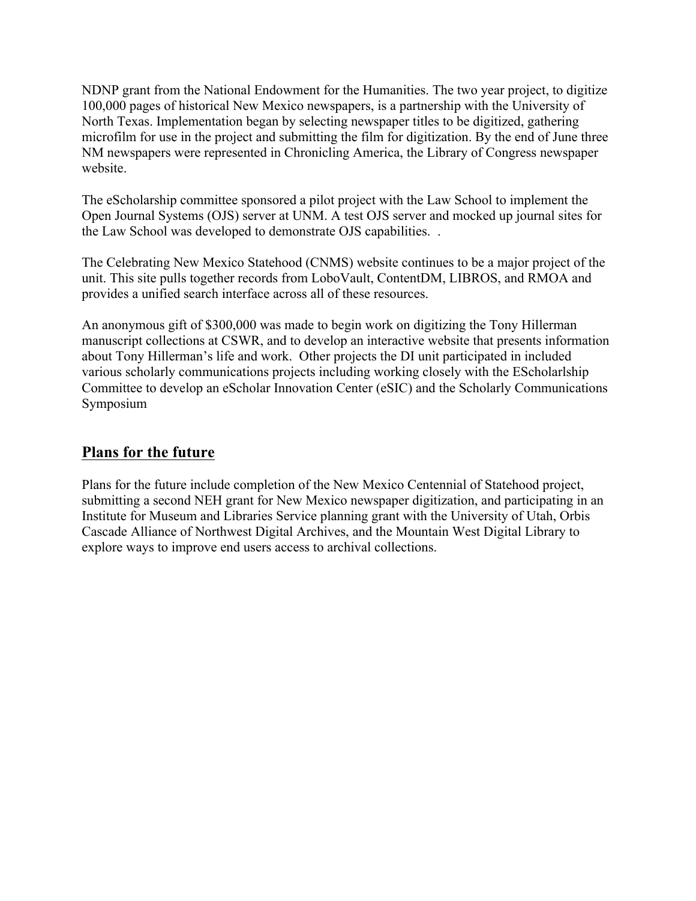NDNP grant from the National Endowment for the Humanities. The two year project, to digitize 100,000 pages of historical New Mexico newspapers, is a partnership with the University of North Texas. Implementation began by selecting newspaper titles to be digitized, gathering microfilm for use in the project and submitting the film for digitization. By the end of June three NM newspapers were represented in Chronicling America, the Library of Congress newspaper website.

The eScholarship committee sponsored a pilot project with the Law School to implement the Open Journal Systems (OJS) server at UNM. A test OJS server and mocked up journal sites for the Law School was developed to demonstrate OJS capabilities. .

The Celebrating New Mexico Statehood (CNMS) website continues to be a major project of the unit. This site pulls together records from LoboVault, ContentDM, LIBROS, and RMOA and provides a unified search interface across all of these resources.

An anonymous gift of $300,000 was made to begin work on digitizing the Tony Hillerman manuscript collections at CSWR, and to develop an interactive website that presents information about Tony Hillerman's life and work. Other projects the DI unit participated in included various scholarly communications projects including working closely with the EScholarlship Committee to develop an eScholar Innovation Center (eSIC) and the Scholarly Communications Symposium

## Plans for the future

Plans for the future include completion of the New Mexico Centennial of Statehood project, submitting a second NEH grant for New Mexico newspaper digitization, and participating in an Institute for Museum and Libraries Service planning grant with the University of Utah, Orbis Cascade Alliance of Northwest Digital Archives, and the Mountain West Digital Library to explore ways to improve end users access to archival collections.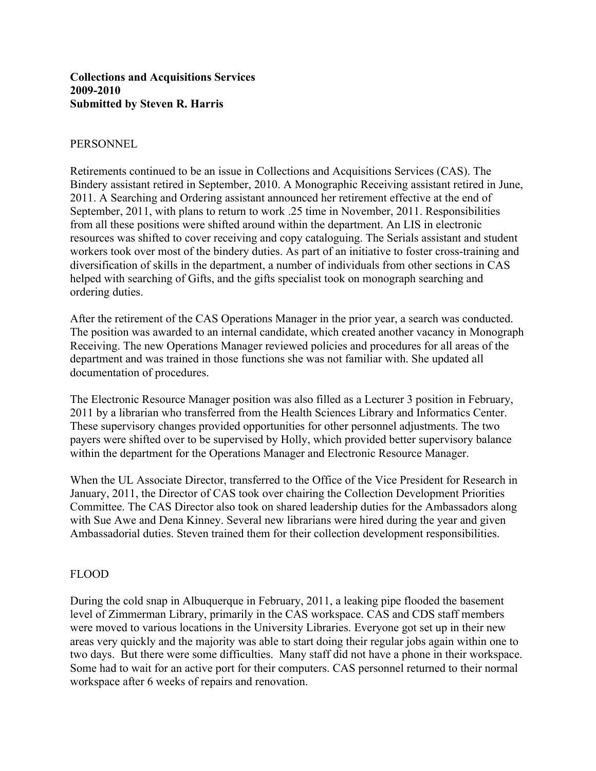**Collections and Acquisitions Services**
**2009-2010**
**Submitted by Steven R. Harris**

PERSONNEL

Retirements continued to be an issue in Collections and Acquisitions Services (CAS). The Bindery assistant retired in September, 2010. A Monographic Receiving assistant retired in June, 2011. A Searching and Ordering assistant announced her retirement effective at the end of September, 2011, with plans to return to work .25 time in November, 2011. Responsibilities from all these positions were shifted around within the department. An LIS in electronic resources was shifted to cover receiving and copy cataloguing. The Serials assistant and student workers took over most of the bindery duties. As part of an initiative to foster cross-training and diversification of skills in the department, a number of individuals from other sections in CAS helped with searching of Gifts, and the gifts specialist took on monograph searching and ordering duties.

After the retirement of the CAS Operations Manager in the prior year, a search was conducted. The position was awarded to an internal candidate, which created another vacancy in Monograph Receiving. The new Operations Manager reviewed policies and procedures for all areas of the department and was trained in those functions she was not familiar with. She updated all documentation of procedures.

The Electronic Resource Manager position was also filled as a Lecturer 3 position in February, 2011 by a librarian who transferred from the Health Sciences Library and Informatics Center. These supervisory changes provided opportunities for other personnel adjustments. The two payers were shifted over to be supervised by Holly, which provided better supervisory balance within the department for the Operations Manager and Electronic Resource Manager.

When the UL Associate Director, transferred to the Office of the Vice President for Research in January, 2011, the Director of CAS took over chairing the Collection Development Priorities Committee. The CAS Director also took on shared leadership duties for the Ambassadors along with Sue Awe and Dena Kinney. Several new librarians were hired during the year and given Ambassadorial duties. Steven trained them for their collection development responsibilities.

FLOOD

During the cold snap in Albuquerque in February, 2011, a leaking pipe flooded the basement level of Zimmerman Library, primarily in the CAS workspace. CAS and CDS staff members were moved to various locations in the University Libraries. Everyone got set up in their new areas very quickly and the majority was able to start doing their regular jobs again within one to two days. But there were some difficulties. Many staff did not have a phone in their workspace. Some had to wait for an active port for their computers. CAS personnel returned to their normal workspace after 6 weeks of repairs and renovation.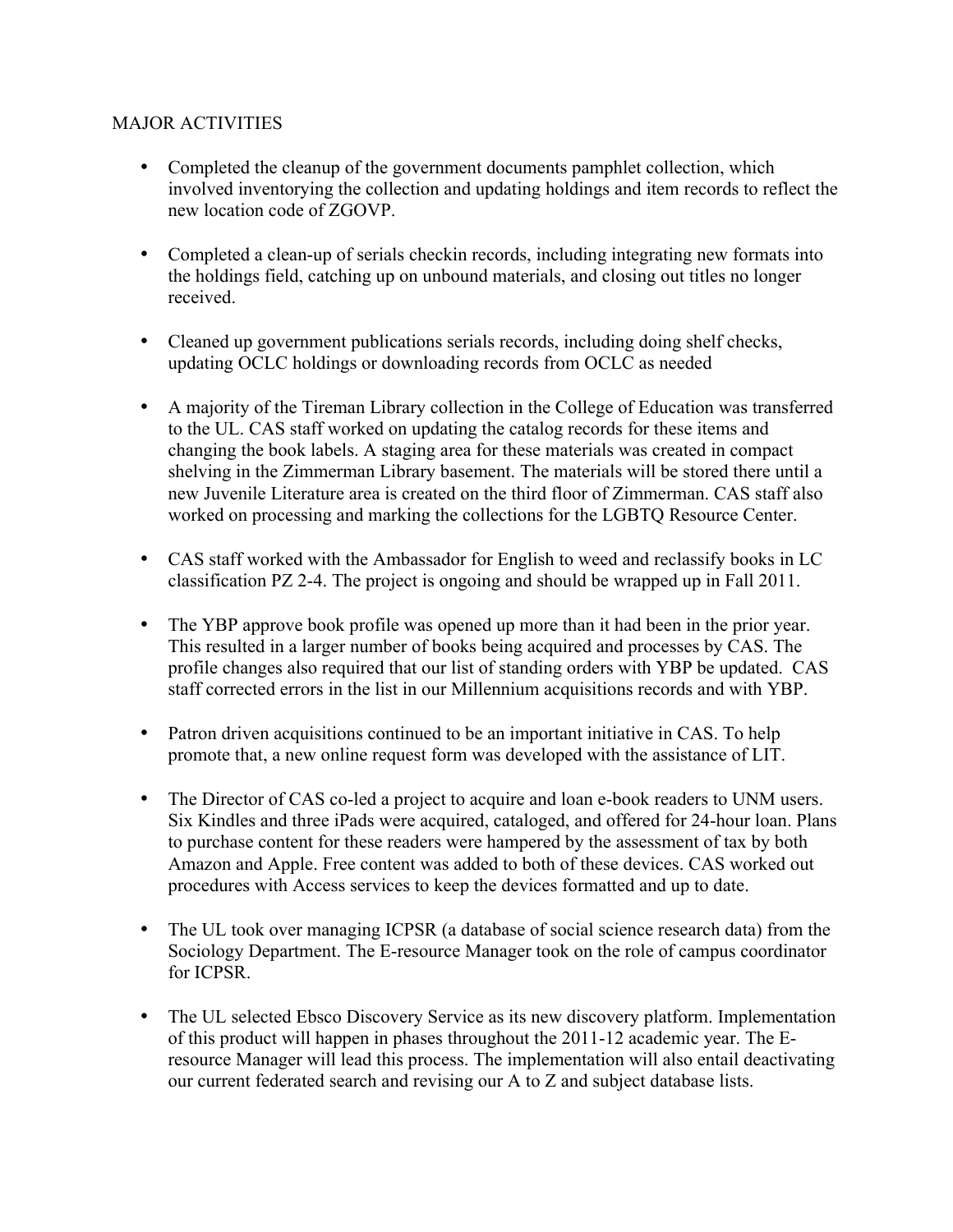MAJOR ACTIVITIES

- Completed the cleanup of the government documents pamphlet collection, which involved inventorying the collection and updating holdings and item records to reflect the new location code of ZGOVP.

- Completed a clean-up of serials checkin records, including integrating new formats into the holdings field, catching up on unbound materials, and closing out titles no longer received.

- Cleaned up government publications serials records, including doing shelf checks, updating OCLC holdings or downloading records from OCLC as needed

- A majority of the Tireman Library collection in the College of Education was transferred to the UL. CAS staff worked on updating the catalog records for these items and changing the book labels. A staging area for these materials was created in compact shelving in the Zimmerman Library basement. The materials will be stored there until a new Juvenile Literature area is created on the third floor of Zimmerman. CAS staff also worked on processing and marking the collections for the LGBTQ Resource Center.

- CAS staff worked with the Ambassador for English to weed and reclassify books in LC classification PZ 2-4. The project is ongoing and should be wrapped up in Fall 2011.

- The YBP approve book profile was opened up more than it had been in the prior year. This resulted in a larger number of books being acquired and processes by CAS. The profile changes also required that our list of standing orders with YBP be updated. CAS staff corrected errors in the list in our Millennium acquisitions records and with YBP.

- Patron driven acquisitions continued to be an important initiative in CAS. To help promote that, a new online request form was developed with the assistance of LIT.

- The Director of CAS co-led a project to acquire and loan e-book readers to UNM users. Six Kindles and three iPads were acquired, cataloged, and offered for 24-hour loan. Plans to purchase content for these readers were hampered by the assessment of tax by both Amazon and Apple. Free content was added to both of these devices. CAS worked out procedures with Access services to keep the devices formatted and up to date.

- The UL took over managing ICPSR (a database of social science research data) from the Sociology Department. The E-resource Manager took on the role of campus coordinator for ICPSR.

- The UL selected Ebsco Discovery Service as its new discovery platform. Implementation of this product will happen in phases throughout the 2011-12 academic year. The E-resource Manager will lead this process. The implementation will also entail deactivating our current federated search and revising our A to Z and subject database lists.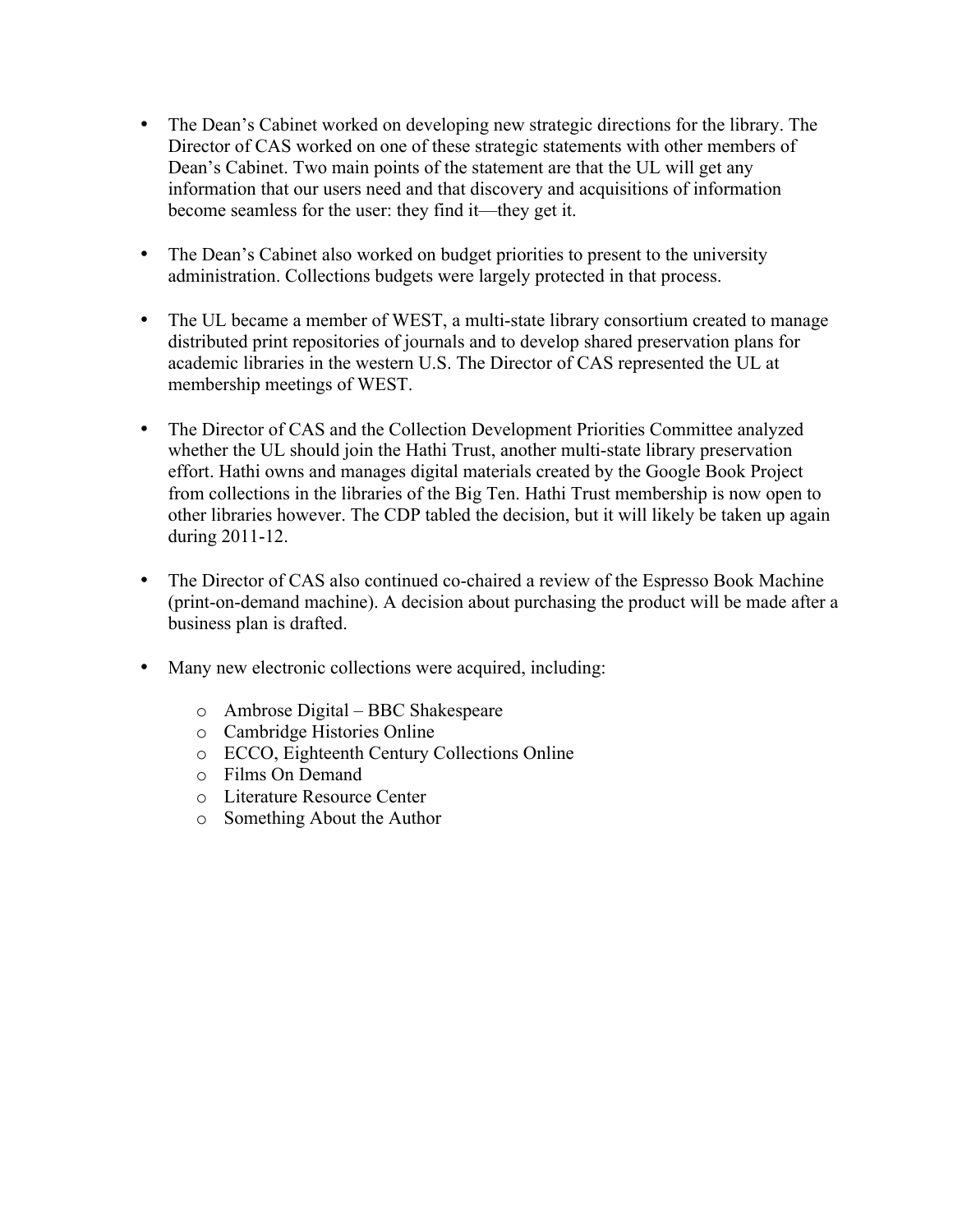- The Dean's Cabinet worked on developing new strategic directions for the library. The Director of CAS worked on one of these strategic statements with other members of Dean's Cabinet. Two main points of the statement are that the UL will get any information that our users need and that discovery and acquisitions of information become seamless for the user: they find it—they get it.

- The Dean's Cabinet also worked on budget priorities to present to the university administration. Collections budgets were largely protected in that process.

- The UL became a member of WEST, a multi-state library consortium created to manage distributed print repositories of journals and to develop shared preservation plans for academic libraries in the western U.S. The Director of CAS represented the UL at membership meetings of WEST.

- The Director of CAS and the Collection Development Priorities Committee analyzed whether the UL should join the Hathi Trust, another multi-state library preservation effort. Hathi owns and manages digital materials created by the Google Book Project from collections in the libraries of the Big Ten. Hathi Trust membership is now open to other libraries however. The CDP tabled the decision, but it will likely be taken up again during 2011-12.

- The Director of CAS also continued co-chaired a review of the Espresso Book Machine (print-on-demand machine). A decision about purchasing the product will be made after a business plan is drafted.

- Many new electronic collections were acquired, including:
  - Ambrose Digital – BBC Shakespeare
  - Cambridge Histories Online
  - ECCO, Eighteenth Century Collections Online
  - Films On Demand
  - Literature Resource Center
  - Something About the Author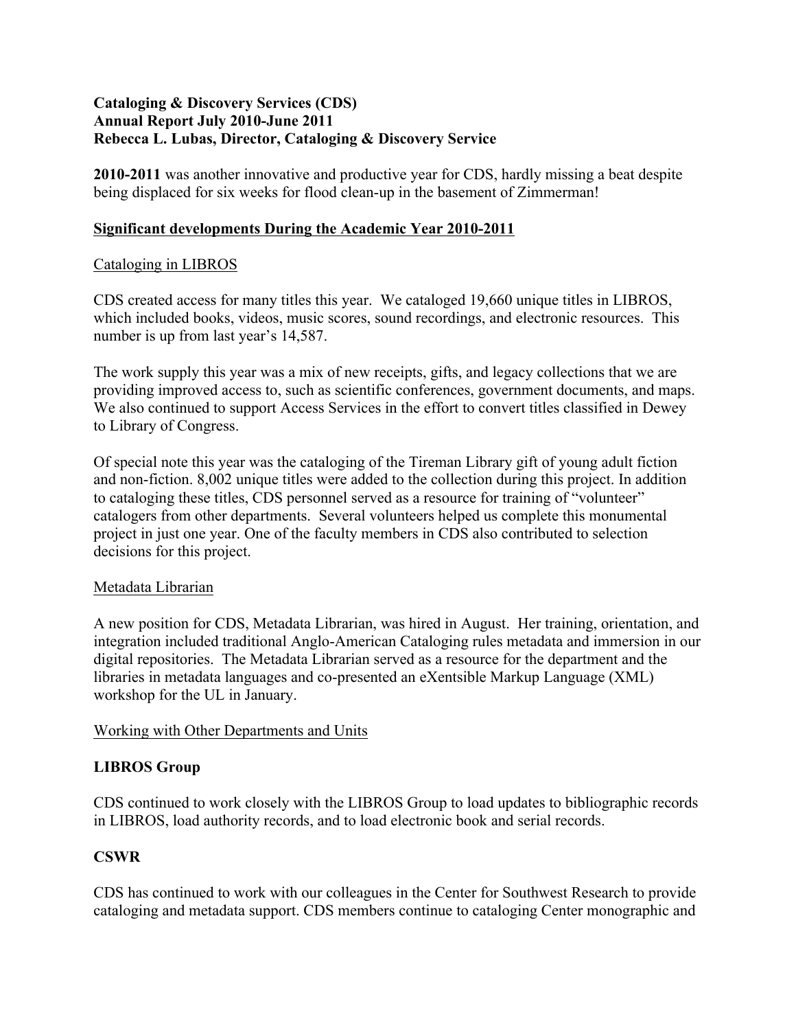**Cataloging & Discovery Services (CDS)**
**Annual Report July 2010-June 2011**
**Rebecca L. Lubas, Director, Cataloging & Discovery Service**

**2010-2011** was another innovative and productive year for CDS, hardly missing a beat despite being displaced for six weeks for flood clean-up in the basement of Zimmerman!

<u>**Significant developments During the Academic Year 2010-2011**</u>

<u>Cataloging in LIBROS</u>

CDS created access for many titles this year. We cataloged 19,660 unique titles in LIBROS, which included books, videos, music scores, sound recordings, and electronic resources. This number is up from last year's 14,587.

The work supply this year was a mix of new receipts, gifts, and legacy collections that we are providing improved access to, such as scientific conferences, government documents, and maps. We also continued to support Access Services in the effort to convert titles classified in Dewey to Library of Congress.

Of special note this year was the cataloging of the Tireman Library gift of young adult fiction and non-fiction. 8,002 unique titles were added to the collection during this project. In addition to cataloging these titles, CDS personnel served as a resource for training of "volunteer" catalogers from other departments. Several volunteers helped us complete this monumental project in just one year. One of the faculty members in CDS also contributed to selection decisions for this project.

<u>Metadata Librarian</u>

A new position for CDS, Metadata Librarian, was hired in August. Her training, orientation, and integration included traditional Anglo-American Cataloging rules metadata and immersion in our digital repositories. The Metadata Librarian served as a resource for the department and the libraries in metadata languages and co-presented an eXentsible Markup Language (XML) workshop for the UL in January.

<u>Working with Other Departments and Units</u>

**LIBROS Group**

CDS continued to work closely with the LIBROS Group to load updates to bibliographic records in LIBROS, load authority records, and to load electronic book and serial records.

**CSWR**

CDS has continued to work with our colleagues in the Center for Southwest Research to provide cataloging and metadata support. CDS members continue to cataloging Center monographic and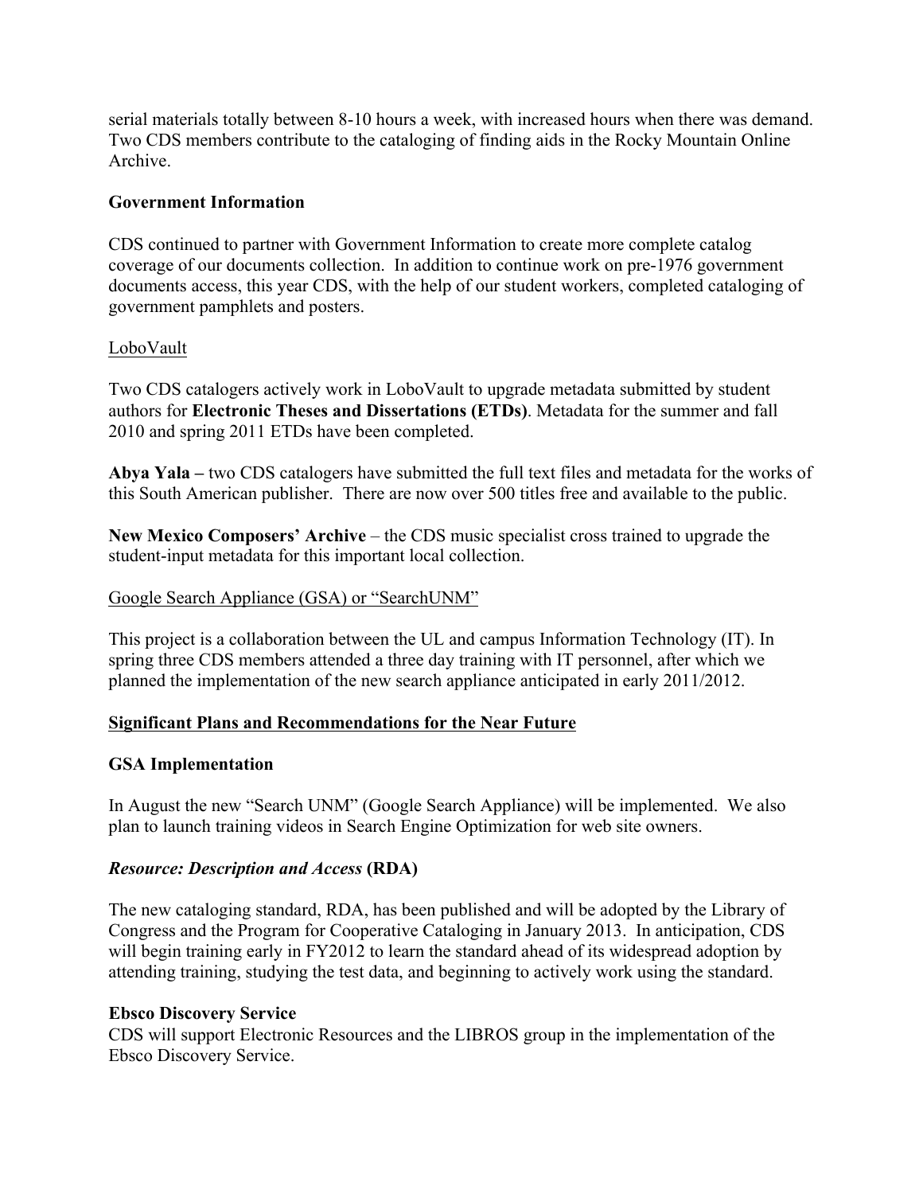serial materials totally between 8-10 hours a week, with increased hours when there was demand. Two CDS members contribute to the cataloging of finding aids in the Rocky Mountain Online Archive.

**Government Information**

CDS continued to partner with Government Information to create more complete catalog coverage of our documents collection. In addition to continue work on pre-1976 government documents access, this year CDS, with the help of our student workers, completed cataloging of government pamphlets and posters.

<u>LoboVault</u>

Two CDS catalogers actively work in LoboVault to upgrade metadata submitted by student authors for **Electronic Theses and Dissertations (ETDs)**. Metadata for the summer and fall 2010 and spring 2011 ETDs have been completed.

**Abya Yala –** two CDS catalogers have submitted the full text files and metadata for the works of this South American publisher. There are now over 500 titles free and available to the public.

**New Mexico Composers' Archive** – the CDS music specialist cross trained to upgrade the student-input metadata for this important local collection.

<u>Google Search Appliance (GSA) or "SearchUNM"</u>

This project is a collaboration between the UL and campus Information Technology (IT). In spring three CDS members attended a three day training with IT personnel, after which we planned the implementation of the new search appliance anticipated in early 2011/2012.

## <u>Significant Plans and Recommendations for the Near Future</u>

**GSA Implementation**

In August the new "Search UNM" (Google Search Appliance) will be implemented. We also plan to launch training videos in Search Engine Optimization for web site owners.

***Resource: Description and Access* (RDA)**

The new cataloging standard, RDA, has been published and will be adopted by the Library of Congress and the Program for Cooperative Cataloging in January 2013. In anticipation, CDS will begin training early in FY2012 to learn the standard ahead of its widespread adoption by attending training, studying the test data, and beginning to actively work using the standard.

**Ebsco Discovery Service**

CDS will support Electronic Resources and the LIBROS group in the implementation of the Ebsco Discovery Service.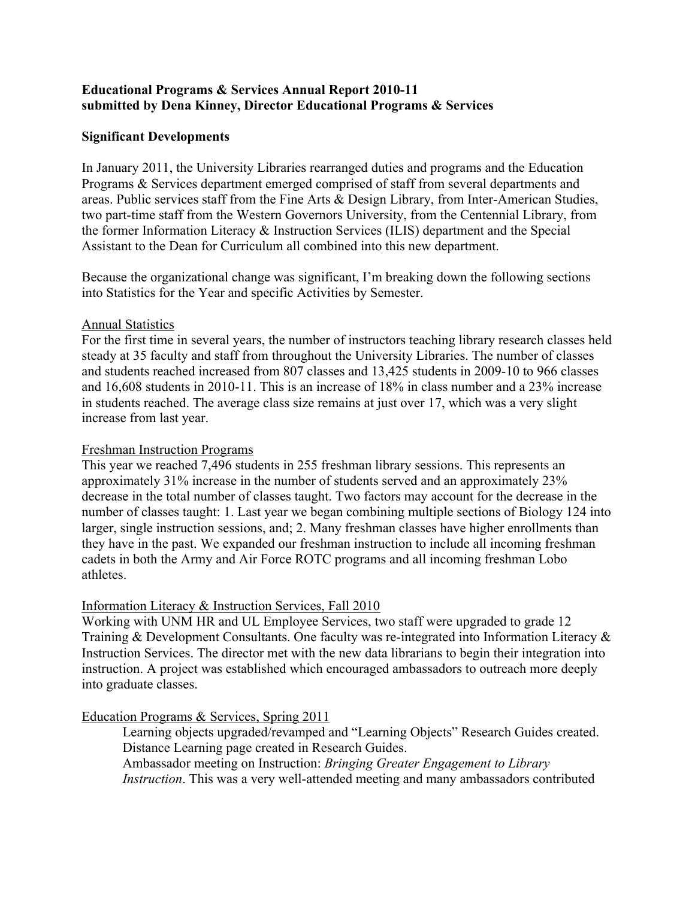**Educational Programs & Services Annual Report 2010-11**
**submitted by Dena Kinney, Director Educational Programs & Services**

**Significant Developments**

In January 2011, the University Libraries rearranged duties and programs and the Education Programs & Services department emerged comprised of staff from several departments and areas. Public services staff from the Fine Arts & Design Library, from Inter-American Studies, two part-time staff from the Western Governors University, from the Centennial Library, from the former Information Literacy & Instruction Services (ILIS) department and the Special Assistant to the Dean for Curriculum all combined into this new department.

Because the organizational change was significant, I'm breaking down the following sections into Statistics for the Year and specific Activities by Semester.

<u>Annual Statistics</u>
For the first time in several years, the number of instructors teaching library research classes held steady at 35 faculty and staff from throughout the University Libraries. The number of classes and students reached increased from 807 classes and 13,425 students in 2009-10 to 966 classes and 16,608 students in 2010-11. This is an increase of 18% in class number and a 23% increase in students reached. The average class size remains at just over 17, which was a very slight increase from last year.

<u>Freshman Instruction Programs</u>
This year we reached 7,496 students in 255 freshman library sessions. This represents an approximately 31% increase in the number of students served and an approximately 23% decrease in the total number of classes taught. Two factors may account for the decrease in the number of classes taught: 1. Last year we began combining multiple sections of Biology 124 into larger, single instruction sessions, and; 2. Many freshman classes have higher enrollments than they have in the past. We expanded our freshman instruction to include all incoming freshman cadets in both the Army and Air Force ROTC programs and all incoming freshman Lobo athletes.

<u>Information Literacy & Instruction Services, Fall 2010</u>
Working with UNM HR and UL Employee Services, two staff were upgraded to grade 12 Training & Development Consultants. One faculty was re-integrated into Information Literacy & Instruction Services. The director met with the new data librarians to begin their integration into instruction. A project was established which encouraged ambassadors to outreach more deeply into graduate classes.

<u>Education Programs & Services, Spring 2011</u>

> Learning objects upgraded/revamped and "Learning Objects" Research Guides created. Distance Learning page created in Research Guides.
> Ambassador meeting on Instruction: *Bringing Greater Engagement to Library Instruction*. This was a very well-attended meeting and many ambassadors contributed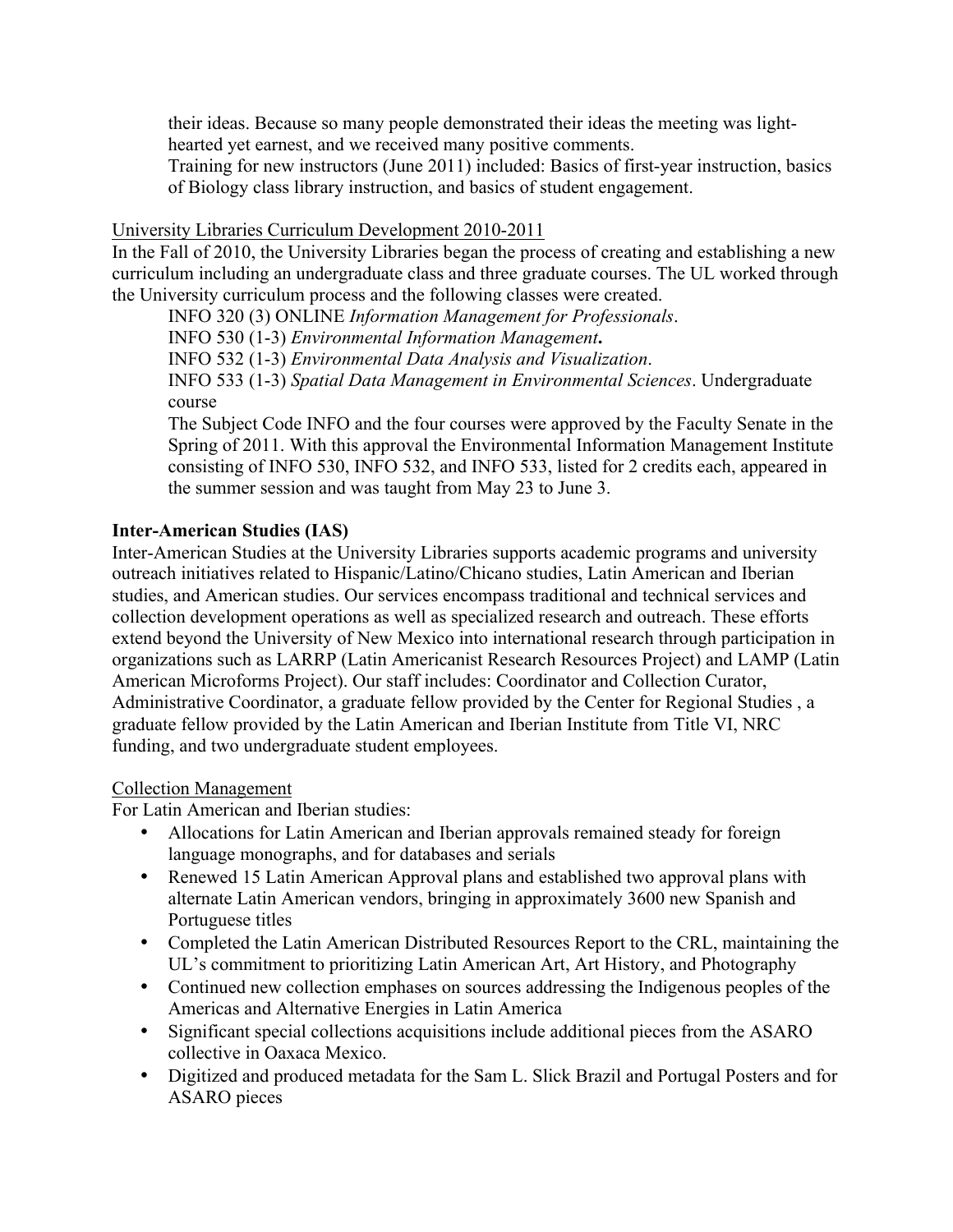their ideas. Because so many people demonstrated their ideas the meeting was light-hearted yet earnest, and we received many positive comments.

Training for new instructors (June 2011) included: Basics of first-year instruction, basics of Biology class library instruction, and basics of student engagement.

<u>University Libraries Curriculum Development 2010-2011</u>

In the Fall of 2010, the University Libraries began the process of creating and establishing a new curriculum including an undergraduate class and three graduate courses. The UL worked through the University curriculum process and the following classes were created.

INFO 320 (3) ONLINE *Information Management for Professionals*.

INFO 530 (1-3) *Environmental Information Management***.**

INFO 532 (1-3) *Environmental Data Analysis and Visualization*.

INFO 533 (1-3) *Spatial Data Management in Environmental Sciences*. Undergraduate course

The Subject Code INFO and the four courses were approved by the Faculty Senate in the Spring of 2011. With this approval the Environmental Information Management Institute consisting of INFO 530, INFO 532, and INFO 533, listed for 2 credits each, appeared in the summer session and was taught from May 23 to June 3.

**Inter-American Studies (IAS)**

Inter-American Studies at the University Libraries supports academic programs and university outreach initiatives related to Hispanic/Latino/Chicano studies, Latin American and Iberian studies, and American studies. Our services encompass traditional and technical services and collection development operations as well as specialized research and outreach. These efforts extend beyond the University of New Mexico into international research through participation in organizations such as LARRP (Latin Americanist Research Resources Project) and LAMP (Latin American Microforms Project). Our staff includes: Coordinator and Collection Curator, Administrative Coordinator, a graduate fellow provided by the Center for Regional Studies , a graduate fellow provided by the Latin American and Iberian Institute from Title VI, NRC funding, and two undergraduate student employees.

<u>Collection Management</u>

For Latin American and Iberian studies:

- Allocations for Latin American and Iberian approvals remained steady for foreign language monographs, and for databases and serials
- Renewed 15 Latin American Approval plans and established two approval plans with alternate Latin American vendors, bringing in approximately 3600 new Spanish and Portuguese titles
- Completed the Latin American Distributed Resources Report to the CRL, maintaining the UL's commitment to prioritizing Latin American Art, Art History, and Photography
- Continued new collection emphases on sources addressing the Indigenous peoples of the Americas and Alternative Energies in Latin America
- Significant special collections acquisitions include additional pieces from the ASARO collective in Oaxaca Mexico.
- Digitized and produced metadata for the Sam L. Slick Brazil and Portugal Posters and for ASARO pieces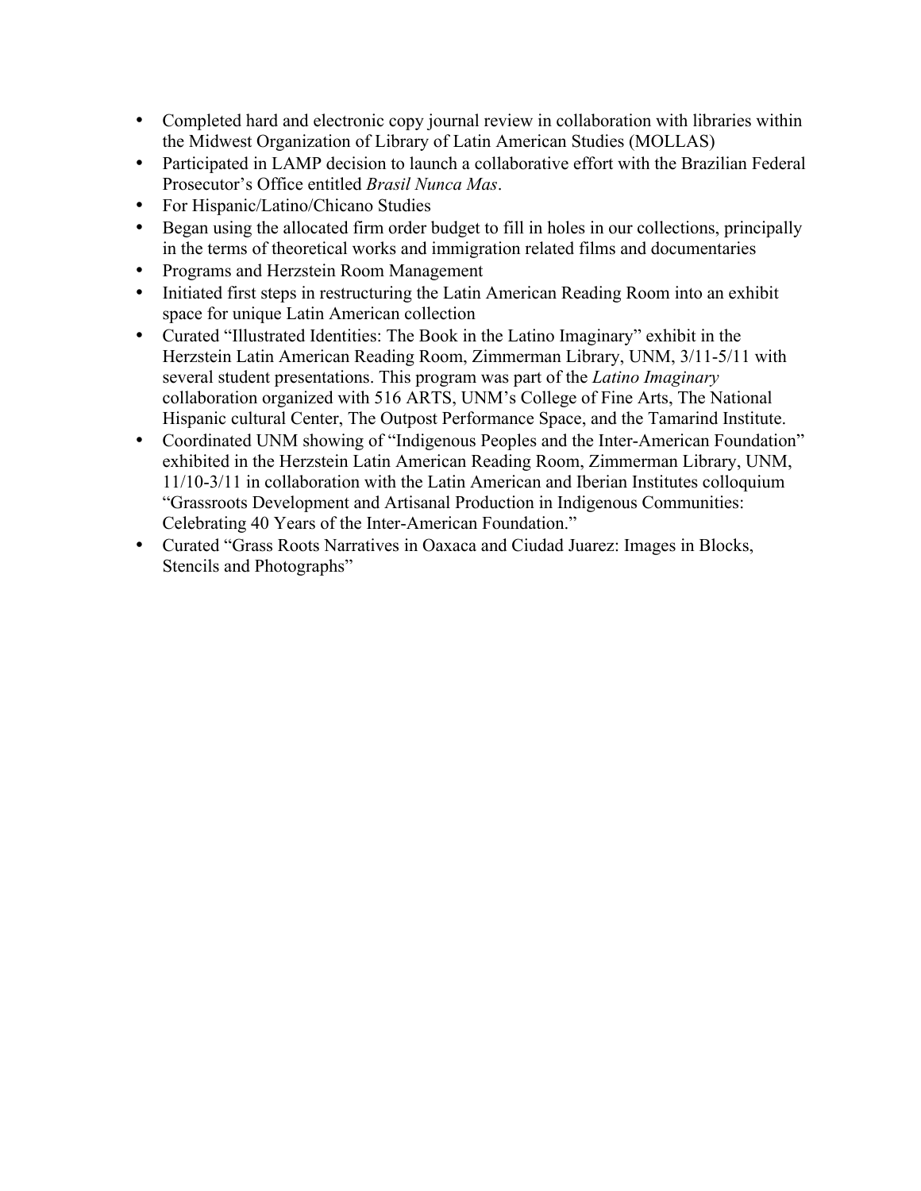- Completed hard and electronic copy journal review in collaboration with libraries within the Midwest Organization of Library of Latin American Studies (MOLLAS)
- Participated in LAMP decision to launch a collaborative effort with the Brazilian Federal Prosecutor's Office entitled *Brasil Nunca Mas*.
- For Hispanic/Latino/Chicano Studies
- Began using the allocated firm order budget to fill in holes in our collections, principally in the terms of theoretical works and immigration related films and documentaries
- Programs and Herzstein Room Management
- Initiated first steps in restructuring the Latin American Reading Room into an exhibit space for unique Latin American collection
- Curated "Illustrated Identities: The Book in the Latino Imaginary" exhibit in the Herzstein Latin American Reading Room, Zimmerman Library, UNM, 3/11-5/11 with several student presentations. This program was part of the *Latino Imaginary* collaboration organized with 516 ARTS, UNM's College of Fine Arts, The National Hispanic cultural Center, The Outpost Performance Space, and the Tamarind Institute.
- Coordinated UNM showing of "Indigenous Peoples and the Inter-American Foundation" exhibited in the Herzstein Latin American Reading Room, Zimmerman Library, UNM, 11/10-3/11 in collaboration with the Latin American and Iberian Institutes colloquium "Grassroots Development and Artisanal Production in Indigenous Communities: Celebrating 40 Years of the Inter-American Foundation."
- Curated "Grass Roots Narratives in Oaxaca and Ciudad Juarez: Images in Blocks, Stencils and Photographs"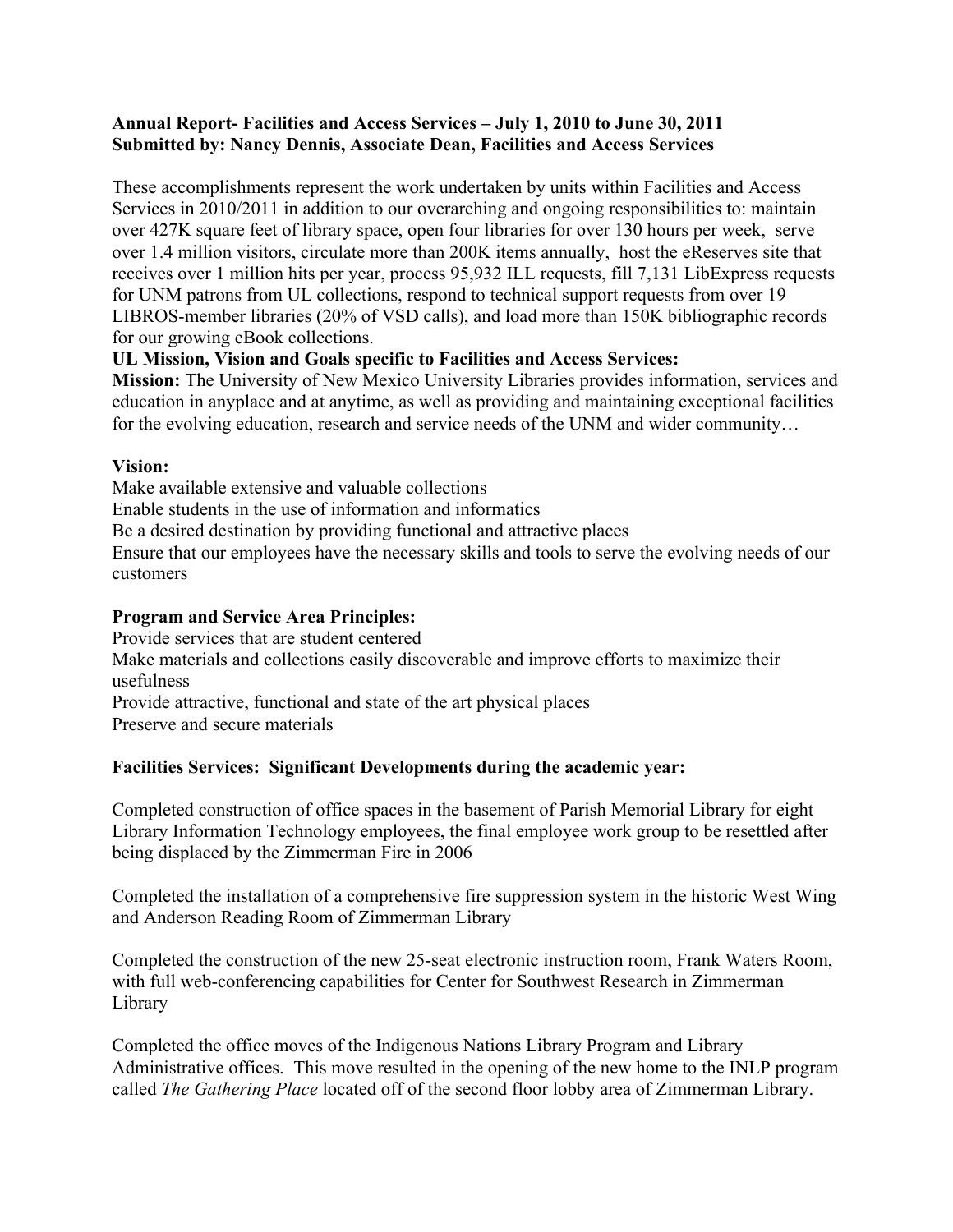**Annual Report- Facilities and Access Services – July 1, 2010 to June 30, 2011**
**Submitted by: Nancy Dennis, Associate Dean, Facilities and Access Services**

These accomplishments represent the work undertaken by units within Facilities and Access Services in 2010/2011 in addition to our overarching and ongoing responsibilities to: maintain over 427K square feet of library space, open four libraries for over 130 hours per week, serve over 1.4 million visitors, circulate more than 200K items annually, host the eReserves site that receives over 1 million hits per year, process 95,932 ILL requests, fill 7,131 LibExpress requests for UNM patrons from UL collections, respond to technical support requests from over 19 LIBROS-member libraries (20% of VSD calls), and load more than 150K bibliographic records for our growing eBook collections.

**UL Mission, Vision and Goals specific to Facilities and Access Services:**

**Mission:** The University of New Mexico University Libraries provides information, services and education in anyplace and at anytime, as well as providing and maintaining exceptional facilities for the evolving education, research and service needs of the UNM and wider community…

**Vision:**

Make available extensive and valuable collections
Enable students in the use of information and informatics
Be a desired destination by providing functional and attractive places
Ensure that our employees have the necessary skills and tools to serve the evolving needs of our customers

**Program and Service Area Principles:**

Provide services that are student centered
Make materials and collections easily discoverable and improve efforts to maximize their usefulness
Provide attractive, functional and state of the art physical places
Preserve and secure materials

**Facilities Services: Significant Developments during the academic year:**

Completed construction of office spaces in the basement of Parish Memorial Library for eight Library Information Technology employees, the final employee work group to be resettled after being displaced by the Zimmerman Fire in 2006

Completed the installation of a comprehensive fire suppression system in the historic West Wing and Anderson Reading Room of Zimmerman Library

Completed the construction of the new 25-seat electronic instruction room, Frank Waters Room, with full web-conferencing capabilities for Center for Southwest Research in Zimmerman Library

Completed the office moves of the Indigenous Nations Library Program and Library Administrative offices. This move resulted in the opening of the new home to the INLP program called *The Gathering Place* located off of the second floor lobby area of Zimmerman Library.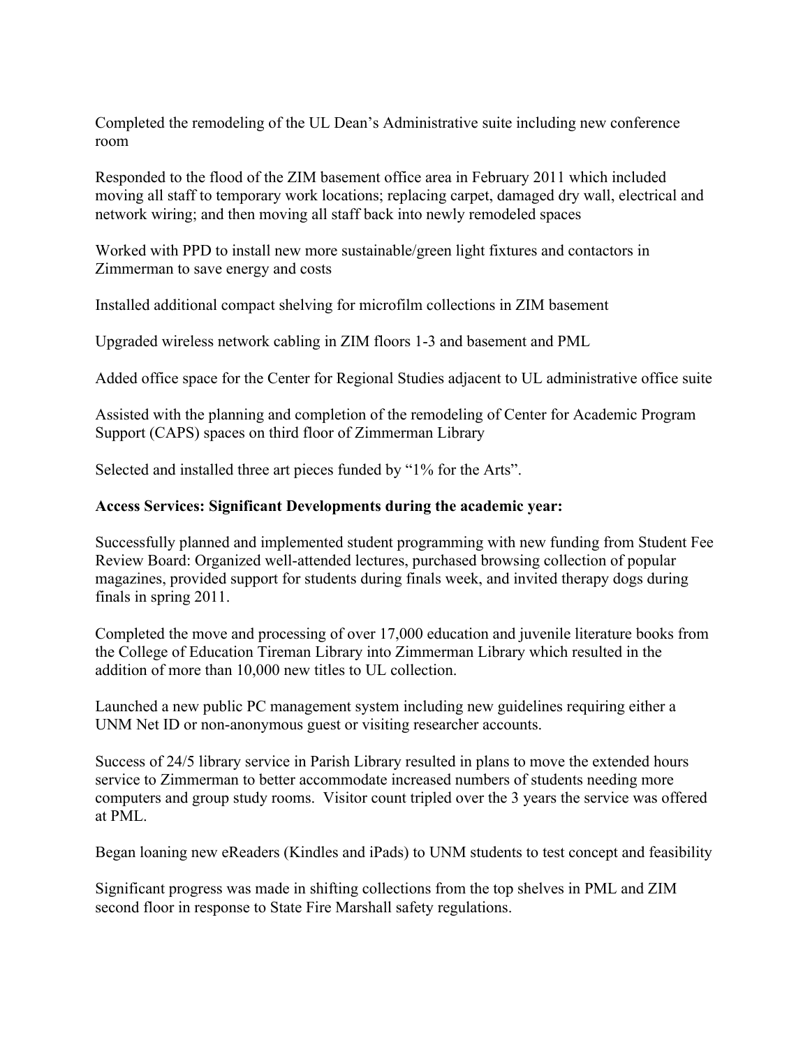Completed the remodeling of the UL Dean's Administrative suite including new conference room

Responded to the flood of the ZIM basement office area in February 2011 which included moving all staff to temporary work locations; replacing carpet, damaged dry wall, electrical and network wiring; and then moving all staff back into newly remodeled spaces

Worked with PPD to install new more sustainable/green light fixtures and contactors in Zimmerman to save energy and costs

Installed additional compact shelving for microfilm collections in ZIM basement

Upgraded wireless network cabling in ZIM floors 1-3 and basement and PML

Added office space for the Center for Regional Studies adjacent to UL administrative office suite

Assisted with the planning and completion of the remodeling of Center for Academic Program Support (CAPS) spaces on third floor of Zimmerman Library

Selected and installed three art pieces funded by "1% for the Arts".

**Access Services: Significant Developments during the academic year:**

Successfully planned and implemented student programming with new funding from Student Fee Review Board: Organized well-attended lectures, purchased browsing collection of popular magazines, provided support for students during finals week, and invited therapy dogs during finals in spring 2011.

Completed the move and processing of over 17,000 education and juvenile literature books from the College of Education Tireman Library into Zimmerman Library which resulted in the addition of more than 10,000 new titles to UL collection.

Launched a new public PC management system including new guidelines requiring either a UNM Net ID or non-anonymous guest or visiting researcher accounts.

Success of 24/5 library service in Parish Library resulted in plans to move the extended hours service to Zimmerman to better accommodate increased numbers of students needing more computers and group study rooms. Visitor count tripled over the 3 years the service was offered at PML.

Began loaning new eReaders (Kindles and iPads) to UNM students to test concept and feasibility

Significant progress was made in shifting collections from the top shelves in PML and ZIM second floor in response to State Fire Marshall safety regulations.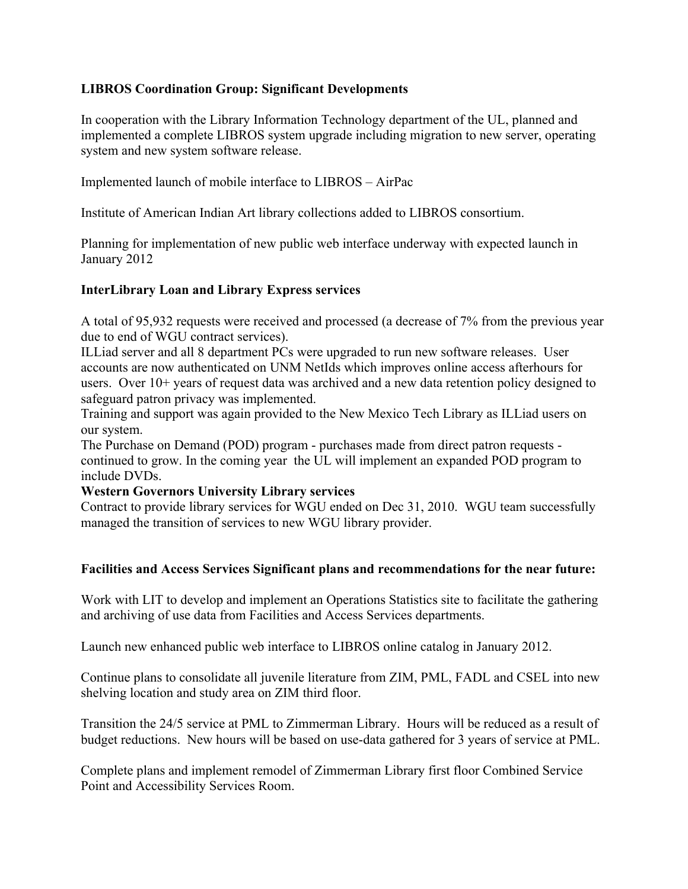**LIBROS Coordination Group: Significant Developments**

In cooperation with the Library Information Technology department of the UL, planned and implemented a complete LIBROS system upgrade including migration to new server, operating system and new system software release.

Implemented launch of mobile interface to LIBROS – AirPac

Institute of American Indian Art library collections added to LIBROS consortium.

Planning for implementation of new public web interface underway with expected launch in January 2012

**InterLibrary Loan and Library Express services**

A total of 95,932 requests were received and processed (a decrease of 7% from the previous year due to end of WGU contract services).
ILLiad server and all 8 department PCs were upgraded to run new software releases. User accounts are now authenticated on UNM NetIds which improves online access afterhours for users. Over 10+ years of request data was archived and a new data retention policy designed to safeguard patron privacy was implemented.
Training and support was again provided to the New Mexico Tech Library as ILLiad users on our system.
The Purchase on Demand (POD) program - purchases made from direct patron requests - continued to grow. In the coming year the UL will implement an expanded POD program to include DVDs.

**Western Governors University Library services**

Contract to provide library services for WGU ended on Dec 31, 2010. WGU team successfully managed the transition of services to new WGU library provider.

**Facilities and Access Services Significant plans and recommendations for the near future:**

Work with LIT to develop and implement an Operations Statistics site to facilitate the gathering and archiving of use data from Facilities and Access Services departments.

Launch new enhanced public web interface to LIBROS online catalog in January 2012.

Continue plans to consolidate all juvenile literature from ZIM, PML, FADL and CSEL into new shelving location and study area on ZIM third floor.

Transition the 24/5 service at PML to Zimmerman Library. Hours will be reduced as a result of budget reductions. New hours will be based on use-data gathered for 3 years of service at PML.

Complete plans and implement remodel of Zimmerman Library first floor Combined Service Point and Accessibility Services Room.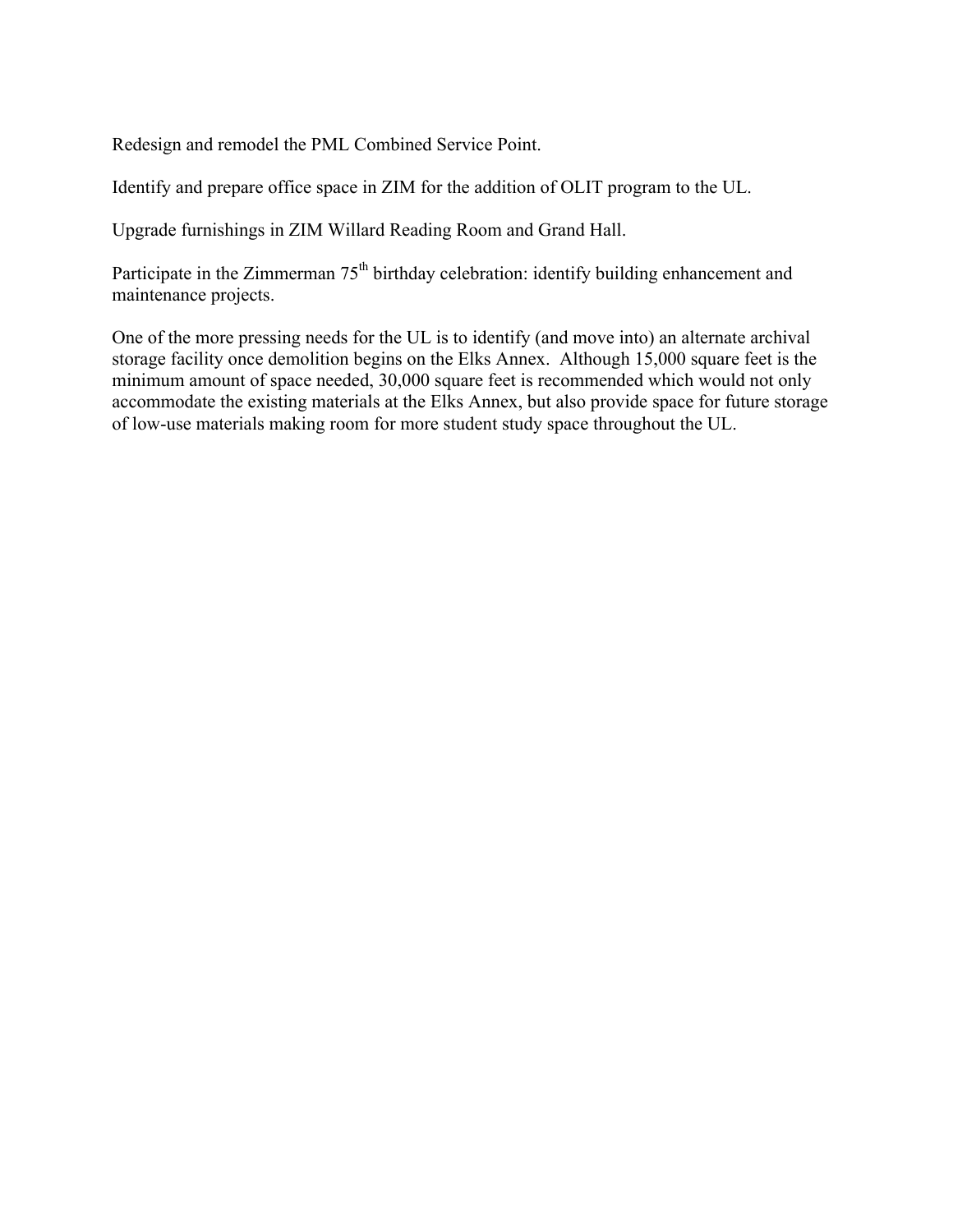Redesign and remodel the PML Combined Service Point.

Identify and prepare office space in ZIM for the addition of OLIT program to the UL.

Upgrade furnishings in ZIM Willard Reading Room and Grand Hall.

Participate in the Zimmerman 75th birthday celebration: identify building enhancement and maintenance projects.

One of the more pressing needs for the UL is to identify (and move into) an alternate archival storage facility once demolition begins on the Elks Annex.  Although 15,000 square feet is the minimum amount of space needed, 30,000 square feet is recommended which would not only accommodate the existing materials at the Elks Annex, but also provide space for future storage of low-use materials making room for more student study space throughout the UL.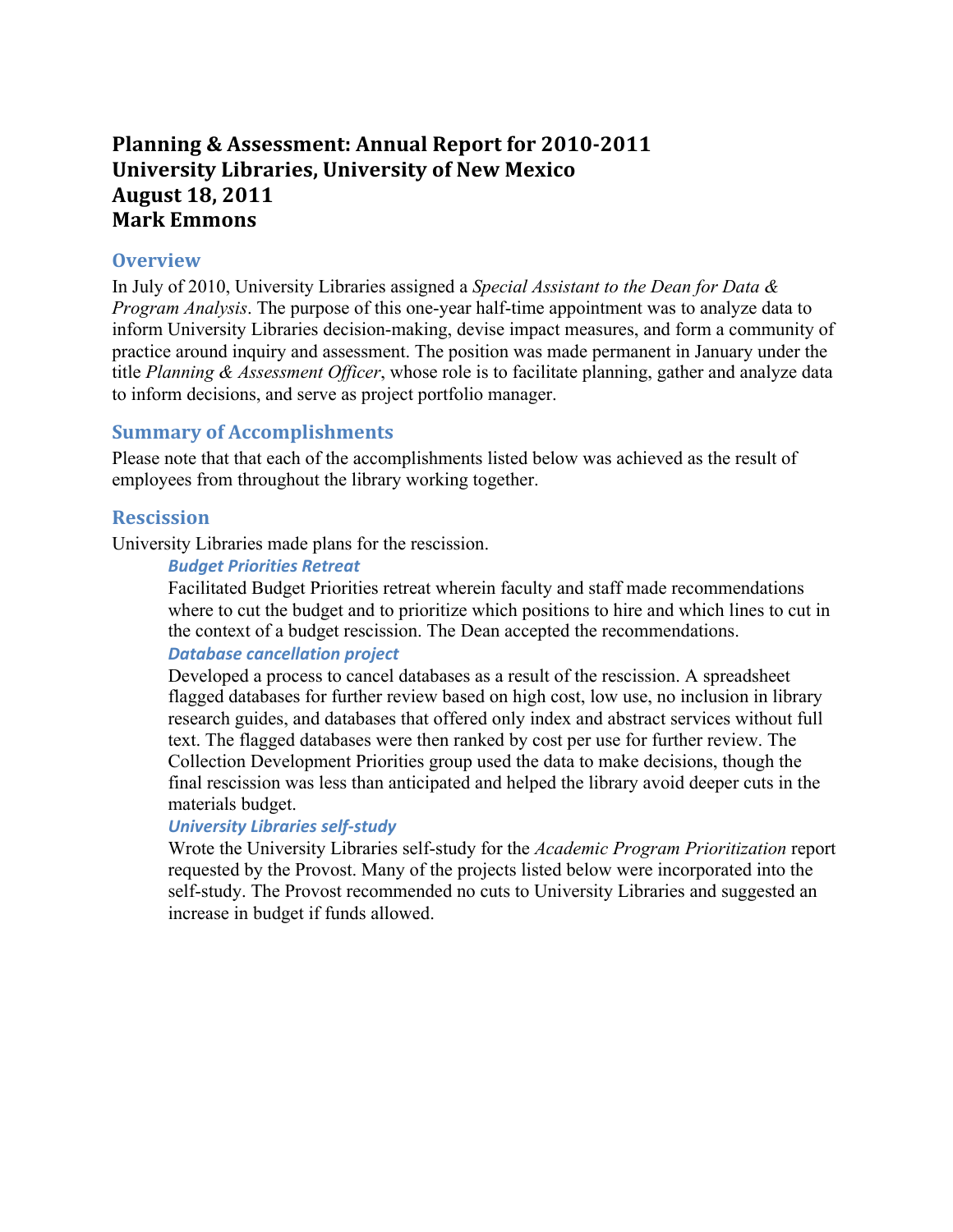# Planning & Assessment: Annual Report for 2010-2011
# University Libraries, University of New Mexico
# August 18, 2011
# Mark Emmons

## Overview

In July of 2010, University Libraries assigned a *Special Assistant to the Dean for Data & Program Analysis*. The purpose of this one-year half-time appointment was to analyze data to inform University Libraries decision-making, devise impact measures, and form a community of practice around inquiry and assessment. The position was made permanent in January under the title *Planning & Assessment Officer*, whose role is to facilitate planning, gather and analyze data to inform decisions, and serve as project portfolio manager.

## Summary of Accomplishments

Please note that that each of the accomplishments listed below was achieved as the result of employees from throughout the library working together.

## Rescission

University Libraries made plans for the rescission.

### *Budget Priorities Retreat*

Facilitated Budget Priorities retreat wherein faculty and staff made recommendations where to cut the budget and to prioritize which positions to hire and which lines to cut in the context of a budget rescission. The Dean accepted the recommendations.

### *Database cancellation project*

Developed a process to cancel databases as a result of the rescission. A spreadsheet flagged databases for further review based on high cost, low use, no inclusion in library research guides, and databases that offered only index and abstract services without full text. The flagged databases were then ranked by cost per use for further review. The Collection Development Priorities group used the data to make decisions, though the final rescission was less than anticipated and helped the library avoid deeper cuts in the materials budget.

### *University Libraries self-study*

Wrote the University Libraries self-study for the *Academic Program Prioritization* report requested by the Provost. Many of the projects listed below were incorporated into the self-study. The Provost recommended no cuts to University Libraries and suggested an increase in budget if funds allowed.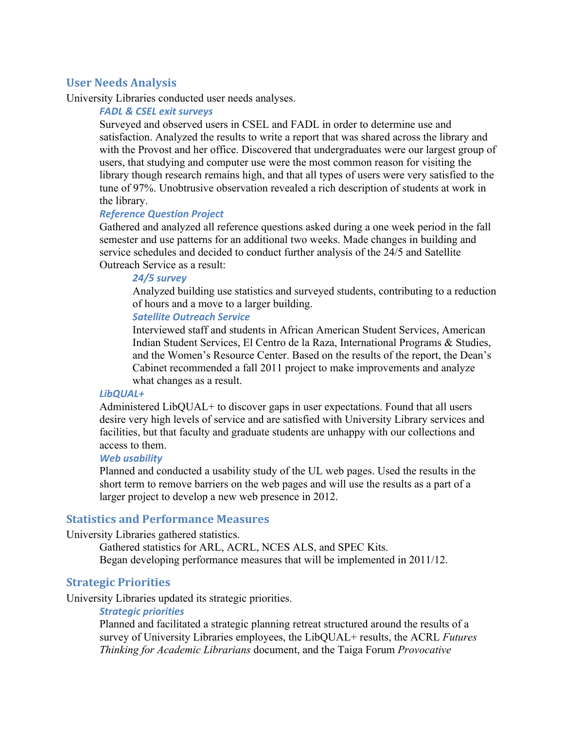## User Needs Analysis

University Libraries conducted user needs analyses.

### FADL & CSEL exit surveys

Surveyed and observed users in CSEL and FADL in order to determine use and satisfaction. Analyzed the results to write a report that was shared across the library and with the Provost and her office. Discovered that undergraduates were our largest group of users, that studying and computer use were the most common reason for visiting the library though research remains high, and that all types of users were very satisfied to the tune of 97%. Unobtrusive observation revealed a rich description of students at work in the library.

### Reference Question Project

Gathered and analyzed all reference questions asked during a one week period in the fall semester and use patterns for an additional two weeks. Made changes in building and service schedules and decided to conduct further analysis of the 24/5 and Satellite Outreach Service as a result:

#### 24/5 survey

Analyzed building use statistics and surveyed students, contributing to a reduction of hours and a move to a larger building.

#### Satellite Outreach Service

Interviewed staff and students in African American Student Services, American Indian Student Services, El Centro de la Raza, International Programs & Studies, and the Women's Resource Center. Based on the results of the report, the Dean's Cabinet recommended a fall 2011 project to make improvements and analyze what changes as a result.

### LibQUAL+

Administered LibQUAL+ to discover gaps in user expectations. Found that all users desire very high levels of service and are satisfied with University Library services and facilities, but that faculty and graduate students are unhappy with our collections and access to them.

### Web usability

Planned and conducted a usability study of the UL web pages. Used the results in the short term to remove barriers on the web pages and will use the results as a part of a larger project to develop a new web presence in 2012.

## Statistics and Performance Measures

University Libraries gathered statistics.

Gathered statistics for ARL, ACRL, NCES ALS, and SPEC Kits.

Began developing performance measures that will be implemented in 2011/12.

## Strategic Priorities

University Libraries updated its strategic priorities.

### Strategic priorities

Planned and facilitated a strategic planning retreat structured around the results of a survey of University Libraries employees, the LibQUAL+ results, the ACRL *Futures Thinking for Academic Librarians* document, and the Taiga Forum *Provocative*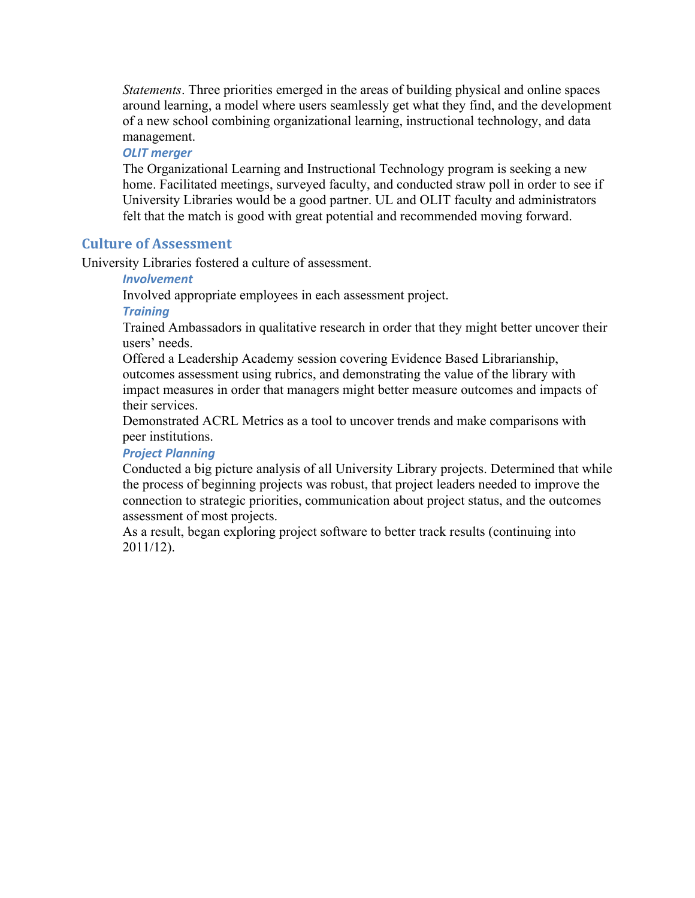*Statements*. Three priorities emerged in the areas of building physical and online spaces around learning, a model where users seamlessly get what they find, and the development of a new school combining organizational learning, instructional technology, and data management.

#### OLIT merger

The Organizational Learning and Instructional Technology program is seeking a new home. Facilitated meetings, surveyed faculty, and conducted straw poll in order to see if University Libraries would be a good partner. UL and OLIT faculty and administrators felt that the match is good with great potential and recommended moving forward.

## Culture of Assessment

University Libraries fostered a culture of assessment.

#### Involvement

Involved appropriate employees in each assessment project.

#### Training

Trained Ambassadors in qualitative research in order that they might better uncover their users' needs.

Offered a Leadership Academy session covering Evidence Based Librarianship, outcomes assessment using rubrics, and demonstrating the value of the library with impact measures in order that managers might better measure outcomes and impacts of their services.

Demonstrated ACRL Metrics as a tool to uncover trends and make comparisons with peer institutions.

#### Project Planning

Conducted a big picture analysis of all University Library projects. Determined that while the process of beginning projects was robust, that project leaders needed to improve the connection to strategic priorities, communication about project status, and the outcomes assessment of most projects.

As a result, began exploring project software to better track results (continuing into 2011/12).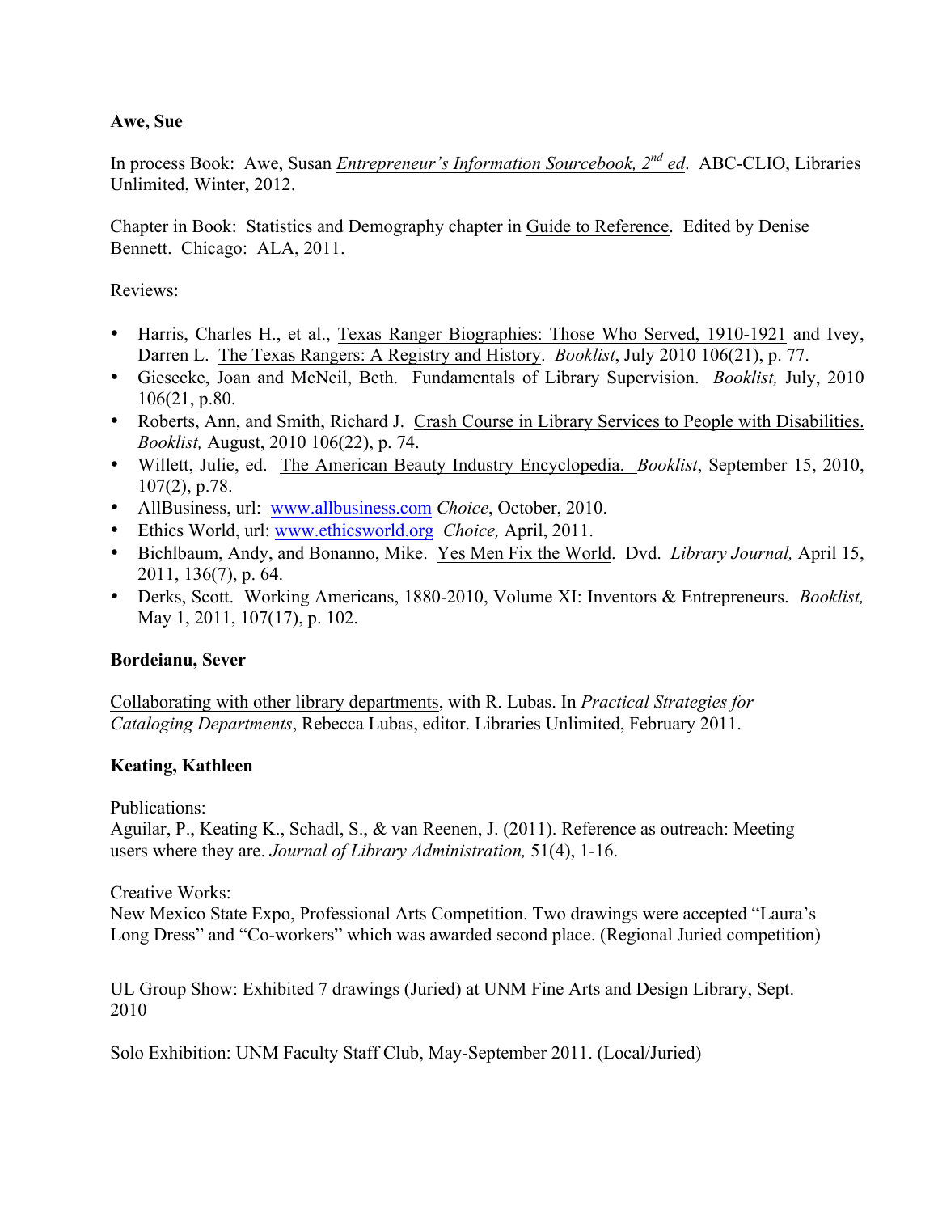**Awe, Sue**

In process Book: Awe, Susan *Entrepreneur's Information Sourcebook, 2nd ed*. ABC-CLIO, Libraries Unlimited, Winter, 2012.

Chapter in Book: Statistics and Demography chapter in Guide to Reference. Edited by Denise Bennett. Chicago: ALA, 2011.

Reviews:

- Harris, Charles H., et al., Texas Ranger Biographies: Those Who Served, 1910-1921 and Ivey, Darren L. The Texas Rangers: A Registry and History. *Booklist*, July 2010 106(21), p. 77.
- Giesecke, Joan and McNeil, Beth. Fundamentals of Library Supervision. *Booklist,* July, 2010 106(21, p.80.
- Roberts, Ann, and Smith, Richard J. Crash Course in Library Services to People with Disabilities. *Booklist,* August, 2010 106(22), p. 74.
- Willett, Julie, ed. The American Beauty Industry Encyclopedia. *Booklist*, September 15, 2010, 107(2), p.78.
- AllBusiness, url: www.allbusiness.com *Choice*, October, 2010.
- Ethics World, url: www.ethicsworld.org *Choice,* April, 2011.
- Bichlbaum, Andy, and Bonanno, Mike. Yes Men Fix the World. Dvd. *Library Journal,* April 15, 2011, 136(7), p. 64.
- Derks, Scott. Working Americans, 1880-2010, Volume XI: Inventors & Entrepreneurs. *Booklist,* May 1, 2011, 107(17), p. 102.

**Bordeianu, Sever**

Collaborating with other library departments, with R. Lubas. In *Practical Strategies for Cataloging Departments*, Rebecca Lubas, editor. Libraries Unlimited, February 2011.

**Keating, Kathleen**

Publications:
Aguilar, P., Keating K., Schadl, S., & van Reenen, J. (2011). Reference as outreach: Meeting users where they are. *Journal of Library Administration,* 51(4), 1-16.

Creative Works:
New Mexico State Expo, Professional Arts Competition. Two drawings were accepted "Laura's Long Dress" and "Co-workers" which was awarded second place. (Regional Juried competition)

UL Group Show: Exhibited 7 drawings (Juried) at UNM Fine Arts and Design Library, Sept. 2010

Solo Exhibition: UNM Faculty Staff Club, May-September 2011. (Local/Juried)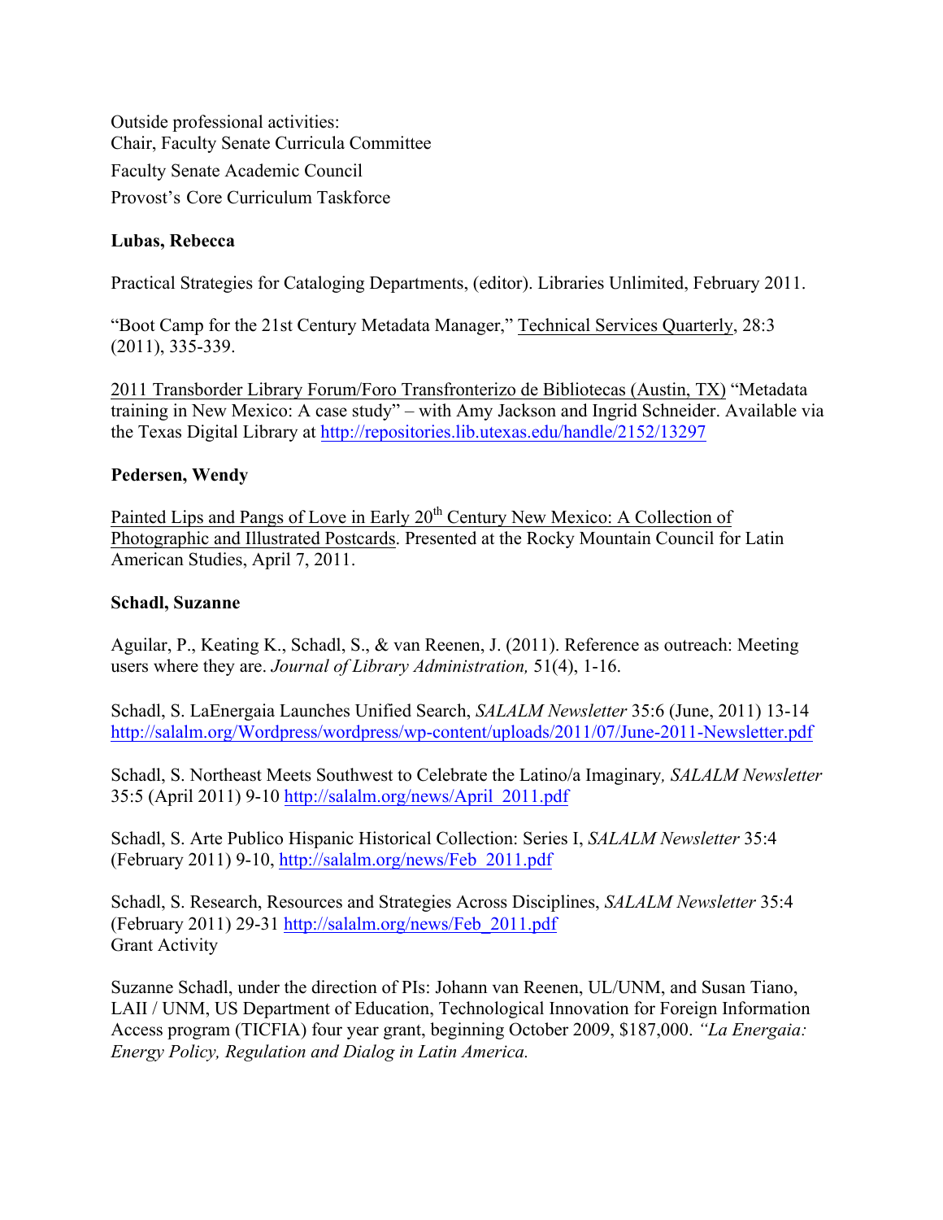Outside professional activities:
Chair, Faculty Senate Curricula Committee
Faculty Senate Academic Council
Provost's Core Curriculum Taskforce

**Lubas, Rebecca**

Practical Strategies for Cataloging Departments, (editor). Libraries Unlimited, February 2011.

"Boot Camp for the 21st Century Metadata Manager," Technical Services Quarterly, 28:3 (2011), 335-339.

2011 Transborder Library Forum/Foro Transfronterizo de Bibliotecas (Austin, TX) "Metadata training in New Mexico: A case study" – with Amy Jackson and Ingrid Schneider. Available via the Texas Digital Library at http://repositories.lib.utexas.edu/handle/2152/13297

**Pedersen, Wendy**

Painted Lips and Pangs of Love in Early 20th Century New Mexico: A Collection of Photographic and Illustrated Postcards. Presented at the Rocky Mountain Council for Latin American Studies, April 7, 2011.

**Schadl, Suzanne**

Aguilar, P., Keating K., Schadl, S., & van Reenen, J. (2011). Reference as outreach: Meeting users where they are. *Journal of Library Administration,* 51(4), 1-16.

Schadl, S. LaEnergaia Launches Unified Search, *SALALM Newsletter* 35:6 (June, 2011) 13-14 http://salalm.org/Wordpress/wordpress/wp-content/uploads/2011/07/June-2011-Newsletter.pdf

Schadl, S. Northeast Meets Southwest to Celebrate the Latino/a Imaginary*, SALALM Newsletter* 35:5 (April 2011) 9-10 http://salalm.org/news/April_2011.pdf

Schadl, S. Arte Publico Hispanic Historical Collection: Series I, *SALALM Newsletter* 35:4 (February 2011) 9-10, http://salalm.org/news/Feb_2011.pdf

Schadl, S. Research, Resources and Strategies Across Disciplines, *SALALM Newsletter* 35:4 (February 2011) 29-31 http://salalm.org/news/Feb_2011.pdf
Grant Activity

Suzanne Schadl, under the direction of PIs: Johann van Reenen, UL/UNM, and Susan Tiano, LAII / UNM, US Department of Education, Technological Innovation for Foreign Information Access program (TICFIA) four year grant, beginning October 2009, $187,000. *"La Energaia: Energy Policy, Regulation and Dialog in Latin America.*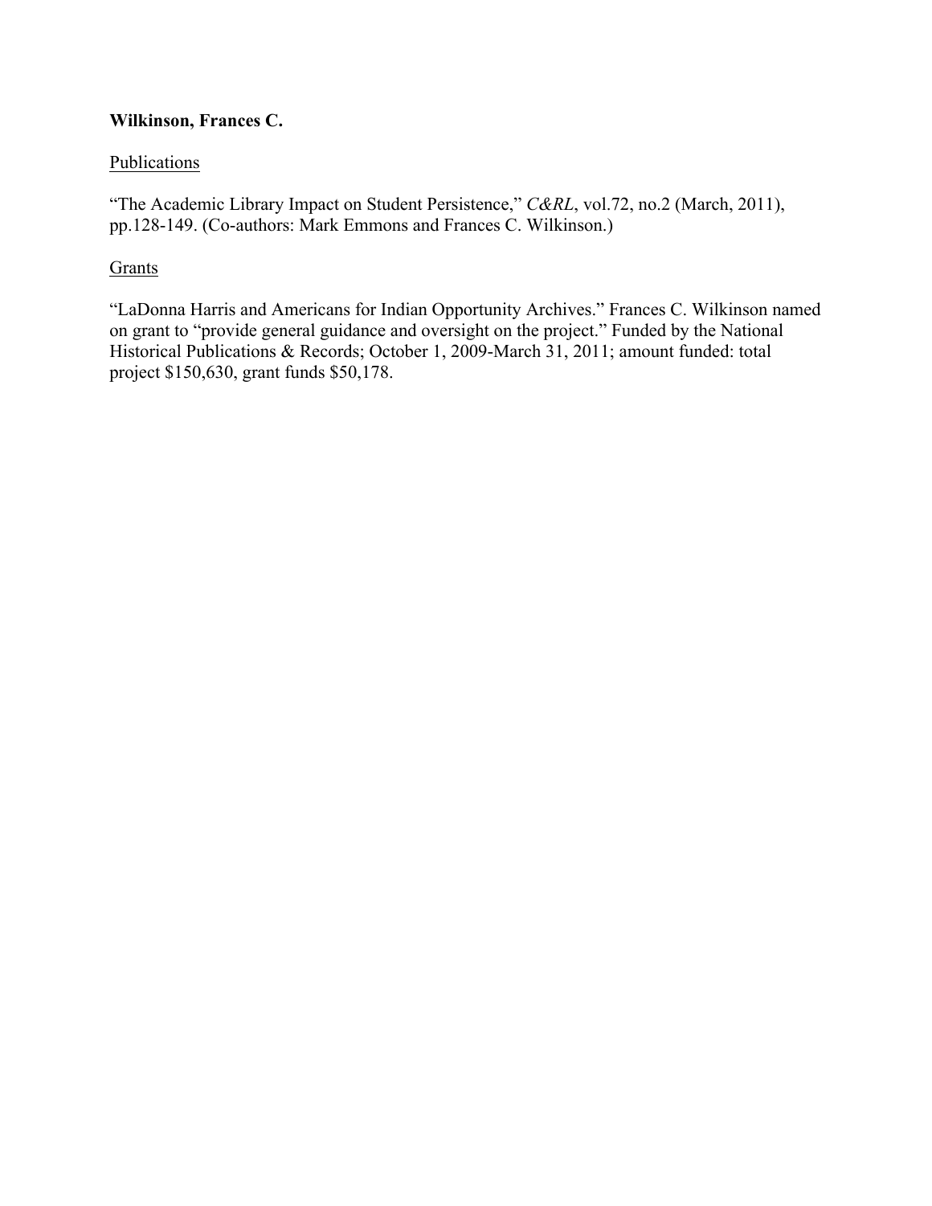**Wilkinson, Frances C.**

Publications

"The Academic Library Impact on Student Persistence," *C&RL*, vol.72, no.2 (March, 2011), pp.128-149. (Co-authors: Mark Emmons and Frances C. Wilkinson.)

Grants

"LaDonna Harris and Americans for Indian Opportunity Archives." Frances C. Wilkinson named on grant to "provide general guidance and oversight on the project." Funded by the National Historical Publications & Records; October 1, 2009-March 31, 2011; amount funded: total project $150,630, grant funds $50,178.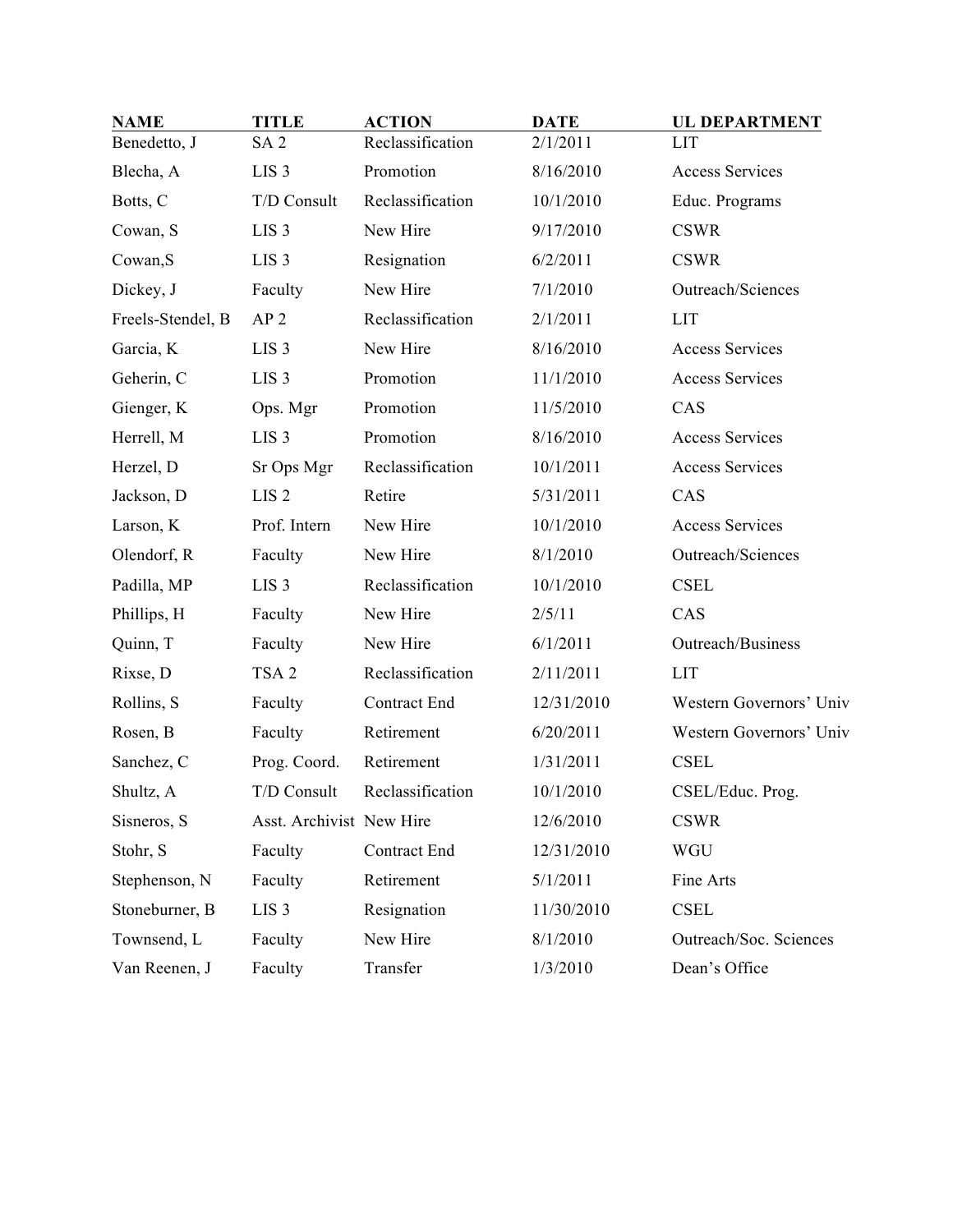| NAME | TITLE | ACTION | DATE | UL DEPARTMENT |
|---|---|---|---|---|
| Benedetto, J | SA 2 | Reclassification | 2/1/2011 | LIT |
| Blecha, A | LIS 3 | Promotion | 8/16/2010 | Access Services |
| Botts, C | T/D Consult | Reclassification | 10/1/2010 | Educ. Programs |
| Cowan, S | LIS 3 | New Hire | 9/17/2010 | CSWR |
| Cowan,S | LIS 3 | Resignation | 6/2/2011 | CSWR |
| Dickey, J | Faculty | New Hire | 7/1/2010 | Outreach/Sciences |
| Freels-Stendel, B | AP 2 | Reclassification | 2/1/2011 | LIT |
| Garcia, K | LIS 3 | New Hire | 8/16/2010 | Access Services |
| Geherin, C | LIS 3 | Promotion | 11/1/2010 | Access Services |
| Gienger, K | Ops. Mgr | Promotion | 11/5/2010 | CAS |
| Herrell, M | LIS 3 | Promotion | 8/16/2010 | Access Services |
| Herzel, D | Sr Ops Mgr | Reclassification | 10/1/2011 | Access Services |
| Jackson, D | LIS 2 | Retire | 5/31/2011 | CAS |
| Larson, K | Prof. Intern | New Hire | 10/1/2010 | Access Services |
| Olendorf, R | Faculty | New Hire | 8/1/2010 | Outreach/Sciences |
| Padilla, MP | LIS 3 | Reclassification | 10/1/2010 | CSEL |
| Phillips, H | Faculty | New Hire | 2/5/11 | CAS |
| Quinn, T | Faculty | New Hire | 6/1/2011 | Outreach/Business |
| Rixse, D | TSA 2 | Reclassification | 2/11/2011 | LIT |
| Rollins, S | Faculty | Contract End | 12/31/2010 | Western Governors' Univ |
| Rosen, B | Faculty | Retirement | 6/20/2011 | Western Governors' Univ |
| Sanchez, C | Prog. Coord. | Retirement | 1/31/2011 | CSEL |
| Shultz, A | T/D Consult | Reclassification | 10/1/2010 | CSEL/Educ. Prog. |
| Sisneros, S | Asst. Archivist | New Hire | 12/6/2010 | CSWR |
| Stohr, S | Faculty | Contract End | 12/31/2010 | WGU |
| Stephenson, N | Faculty | Retirement | 5/1/2011 | Fine Arts |
| Stoneburner, B | LIS 3 | Resignation | 11/30/2010 | CSEL |
| Townsend, L | Faculty | New Hire | 8/1/2010 | Outreach/Soc. Sciences |
| Van Reenen, J | Faculty | Transfer | 1/3/2010 | Dean's Office |